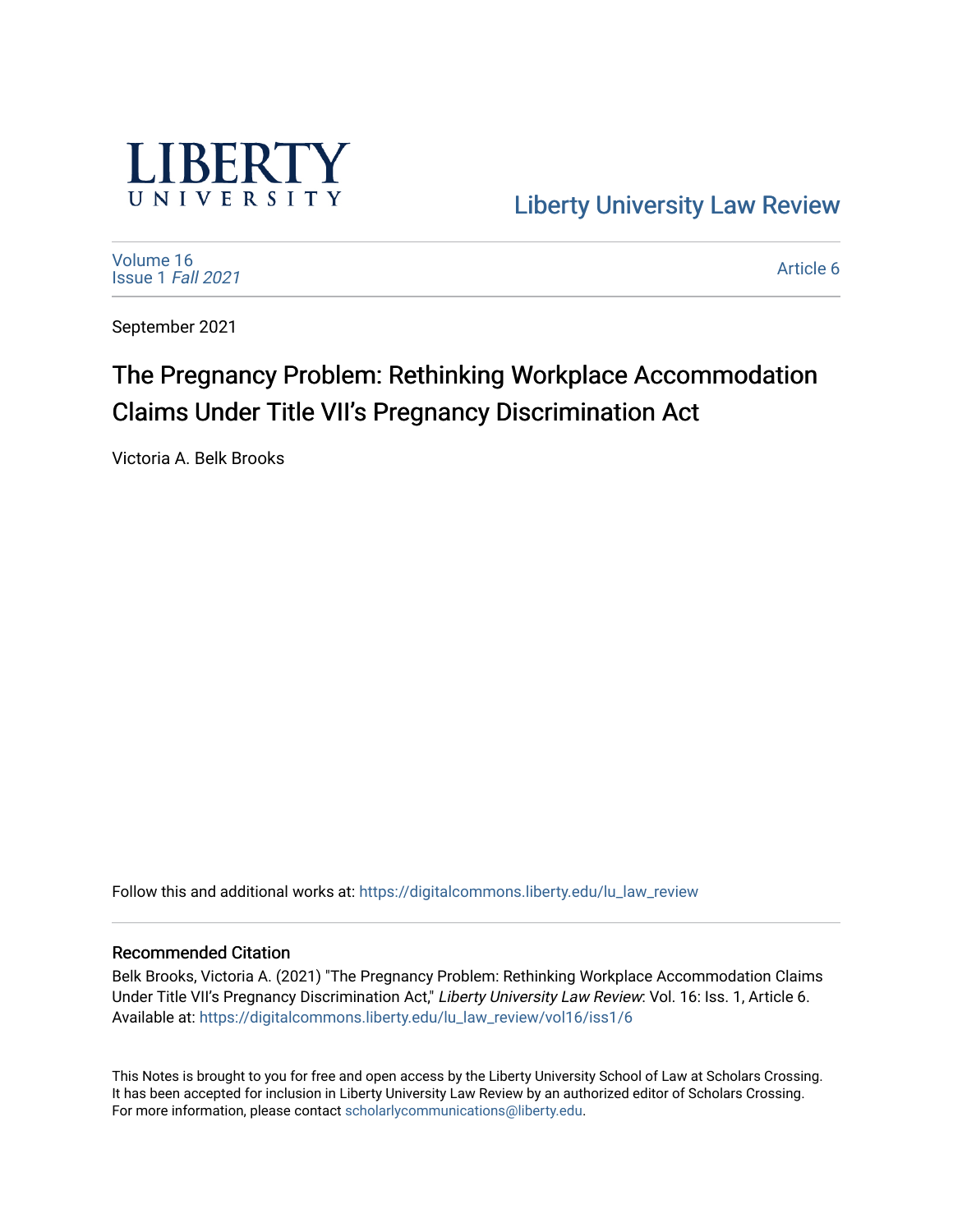LIBERTY UNIVERSITY

Liberty University Law Review

Volume 16
Issue 1 *Fall 2021*

Article 6

September 2021

# The Pregnancy Problem: Rethinking Workplace Accommodation Claims Under Title VII's Pregnancy Discrimination Act

Victoria A. Belk Brooks

Follow this and additional works at: https://digitalcommons.liberty.edu/lu_law_review

## Recommended Citation

Belk Brooks, Victoria A. (2021) "The Pregnancy Problem: Rethinking Workplace Accommodation Claims Under Title VII's Pregnancy Discrimination Act," *Liberty University Law Review*: Vol. 16: Iss. 1, Article 6.
Available at: https://digitalcommons.liberty.edu/lu_law_review/vol16/iss1/6

This Notes is brought to you for free and open access by the Liberty University School of Law at Scholars Crossing. It has been accepted for inclusion in Liberty University Law Review by an authorized editor of Scholars Crossing. For more information, please contact scholarlycommunications@liberty.edu.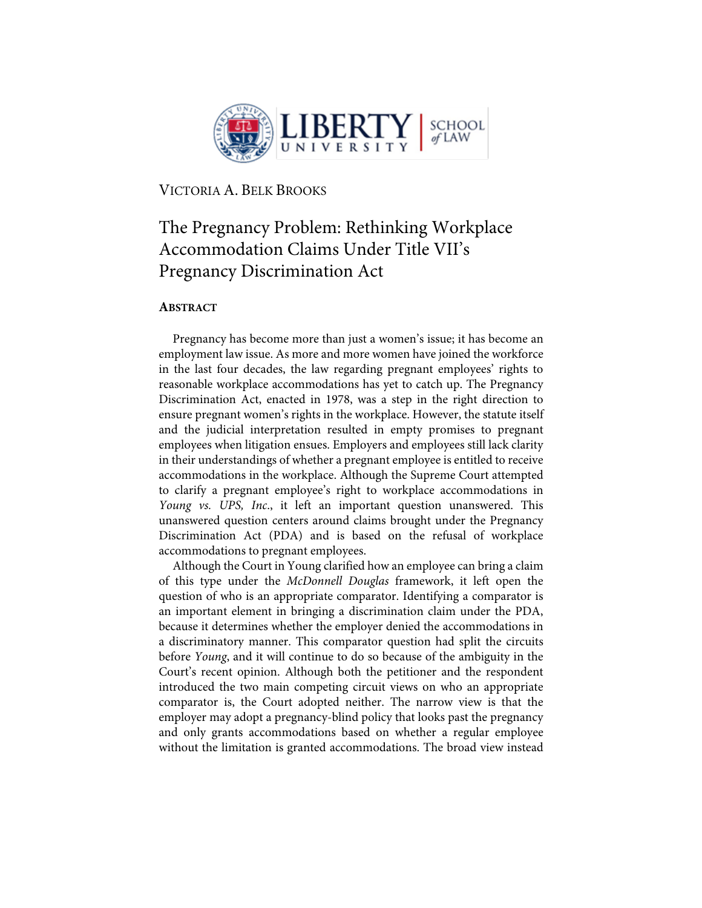VICTORIA A. BELK BROOKS

# The Pregnancy Problem: Rethinking Workplace Accommodation Claims Under Title VII's Pregnancy Discrimination Act

## ABSTRACT

Pregnancy has become more than just a women's issue; it has become an employment law issue. As more and more women have joined the workforce in the last four decades, the law regarding pregnant employees' rights to reasonable workplace accommodations has yet to catch up. The Pregnancy Discrimination Act, enacted in 1978, was a step in the right direction to ensure pregnant women's rights in the workplace. However, the statute itself and the judicial interpretation resulted in empty promises to pregnant employees when litigation ensues. Employers and employees still lack clarity in their understandings of whether a pregnant employee is entitled to receive accommodations in the workplace. Although the Supreme Court attempted to clarify a pregnant employee's right to workplace accommodations in *Young vs. UPS, Inc.*, it left an important question unanswered. This unanswered question centers around claims brought under the Pregnancy Discrimination Act (PDA) and is based on the refusal of workplace accommodations to pregnant employees.

Although the Court in Young clarified how an employee can bring a claim of this type under the *McDonnell Douglas* framework, it left open the question of who is an appropriate comparator. Identifying a comparator is an important element in bringing a discrimination claim under the PDA, because it determines whether the employer denied the accommodations in a discriminatory manner. This comparator question had split the circuits before *Young*, and it will continue to do so because of the ambiguity in the Court's recent opinion. Although both the petitioner and the respondent introduced the two main competing circuit views on who an appropriate comparator is, the Court adopted neither. The narrow view is that the employer may adopt a pregnancy-blind policy that looks past the pregnancy and only grants accommodations based on whether a regular employee without the limitation is granted accommodations. The broad view instead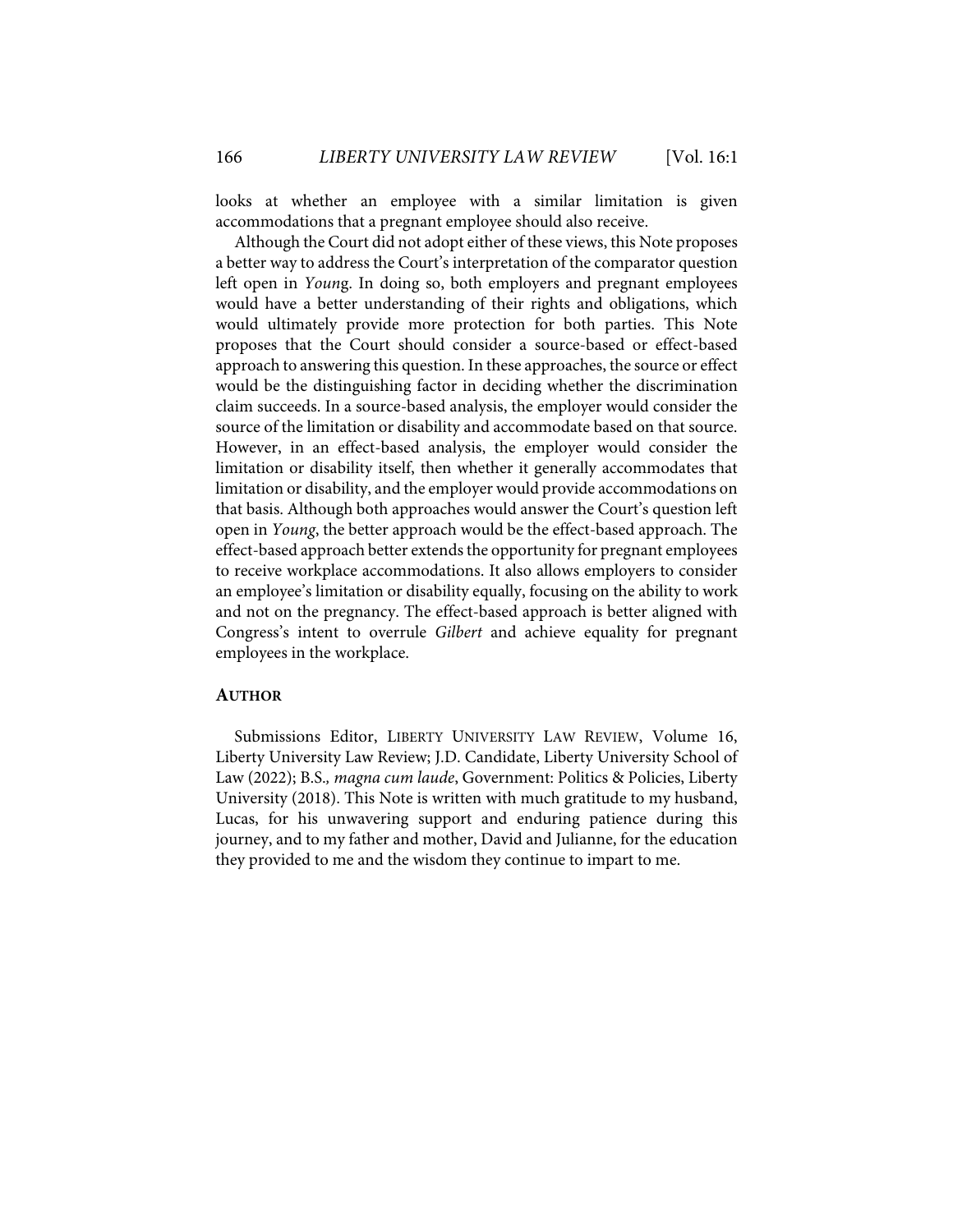looks at whether an employee with a similar limitation is given accommodations that a pregnant employee should also receive.

Although the Court did not adopt either of these views, this Note proposes a better way to address the Court's interpretation of the comparator question left open in *Young*. In doing so, both employers and pregnant employees would have a better understanding of their rights and obligations, which would ultimately provide more protection for both parties. This Note proposes that the Court should consider a source-based or effect-based approach to answering this question. In these approaches, the source or effect would be the distinguishing factor in deciding whether the discrimination claim succeeds. In a source-based analysis, the employer would consider the source of the limitation or disability and accommodate based on that source. However, in an effect-based analysis, the employer would consider the limitation or disability itself, then whether it generally accommodates that limitation or disability, and the employer would provide accommodations on that basis. Although both approaches would answer the Court's question left open in *Young*, the better approach would be the effect-based approach. The effect-based approach better extends the opportunity for pregnant employees to receive workplace accommodations. It also allows employers to consider an employee's limitation or disability equally, focusing on the ability to work and not on the pregnancy. The effect-based approach is better aligned with Congress's intent to overrule *Gilbert* and achieve equality for pregnant employees in the workplace.

## AUTHOR

Submissions Editor, LIBERTY UNIVERSITY LAW REVIEW, Volume 16, Liberty University Law Review; J.D. Candidate, Liberty University School of Law (2022); B.S., *magna cum laude*, Government: Politics & Policies, Liberty University (2018). This Note is written with much gratitude to my husband, Lucas, for his unwavering support and enduring patience during this journey, and to my father and mother, David and Julianne, for the education they provided to me and the wisdom they continue to impart to me.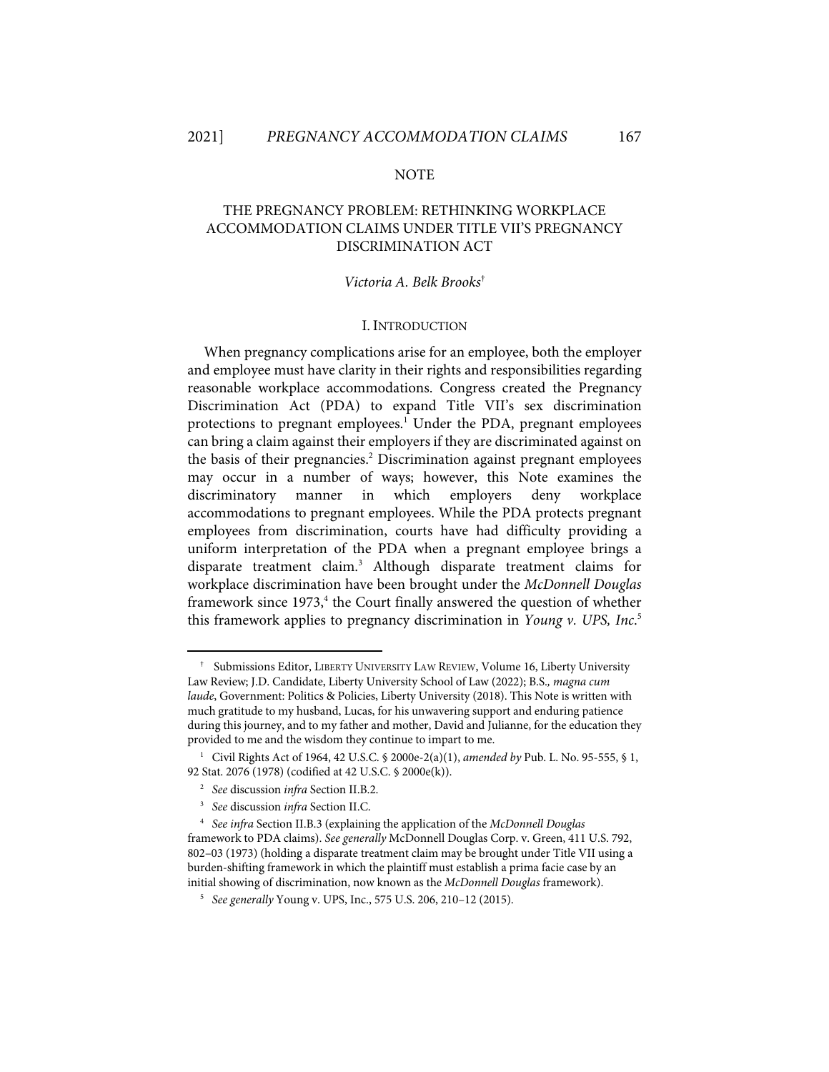## NOTE

# THE PREGNANCY PROBLEM: RETHINKING WORKPLACE ACCOMMODATION CLAIMS UNDER TITLE VII'S PREGNANCY DISCRIMINATION ACT

*Victoria A. Belk Brooks*[†]

## I. INTRODUCTION

When pregnancy complications arise for an employee, both the employer and employee must have clarity in their rights and responsibilities regarding reasonable workplace accommodations. Congress created the Pregnancy Discrimination Act (PDA) to expand Title VII's sex discrimination protections to pregnant employees.[1] Under the PDA, pregnant employees can bring a claim against their employers if they are discriminated against on the basis of their pregnancies.[2] Discrimination against pregnant employees may occur in a number of ways; however, this Note examines the discriminatory manner in which employers deny workplace accommodations to pregnant employees. While the PDA protects pregnant employees from discrimination, courts have had difficulty providing a uniform interpretation of the PDA when a pregnant employee brings a disparate treatment claim.[3] Although disparate treatment claims for workplace discrimination have been brought under the *McDonnell Douglas* framework since 1973,[4] the Court finally answered the question of whether this framework applies to pregnancy discrimination in *Young v. UPS, Inc.*[5]

---

[†] Submissions Editor, LIBERTY UNIVERSITY LAW REVIEW, Volume 16, Liberty University Law Review; J.D. Candidate, Liberty University School of Law (2022); B.S., *magna cum laude*, Government: Politics & Policies, Liberty University (2018). This Note is written with much gratitude to my husband, Lucas, for his unwavering support and enduring patience during this journey, and to my father and mother, David and Julianne, for the education they provided to me and the wisdom they continue to impart to me.

[1] Civil Rights Act of 1964, 42 U.S.C. § 2000e-2(a)(1), *amended by* Pub. L. No. 95-555, § 1, 92 Stat. 2076 (1978) (codified at 42 U.S.C. § 2000e(k)).

[2] *See* discussion *infra* Section II.B.2.

[3] *See* discussion *infra* Section II.C.

[4] *See infra* Section II.B.3 (explaining the application of the *McDonnell Douglas* framework to PDA claims). *See generally* McDonnell Douglas Corp. v. Green, 411 U.S. 792, 802–03 (1973) (holding a disparate treatment claim may be brought under Title VII using a burden-shifting framework in which the plaintiff must establish a prima facie case by an initial showing of discrimination, now known as the *McDonnell Douglas* framework).

[5] *See generally* Young v. UPS, Inc., 575 U.S. 206, 210–12 (2015).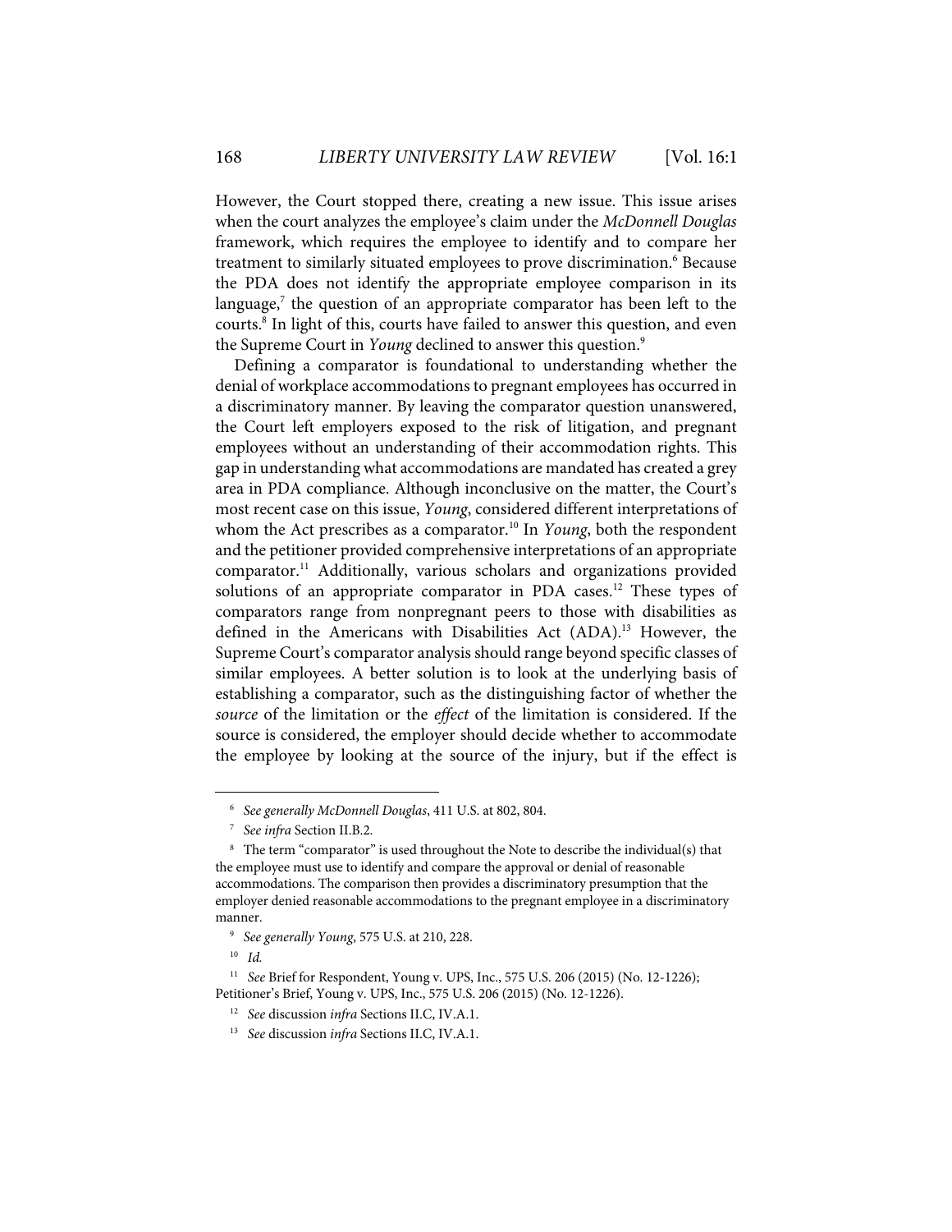However, the Court stopped there, creating a new issue. This issue arises when the court analyzes the employee's claim under the *McDonnell Douglas* framework, which requires the employee to identify and to compare her treatment to similarly situated employees to prove discrimination.[6] Because the PDA does not identify the appropriate employee comparison in its language,[7] the question of an appropriate comparator has been left to the courts.[8] In light of this, courts have failed to answer this question, and even the Supreme Court in *Young* declined to answer this question.[9]

Defining a comparator is foundational to understanding whether the denial of workplace accommodations to pregnant employees has occurred in a discriminatory manner. By leaving the comparator question unanswered, the Court left employers exposed to the risk of litigation, and pregnant employees without an understanding of their accommodation rights. This gap in understanding what accommodations are mandated has created a grey area in PDA compliance. Although inconclusive on the matter, the Court's most recent case on this issue, *Young*, considered different interpretations of whom the Act prescribes as a comparator.[10] In *Young*, both the respondent and the petitioner provided comprehensive interpretations of an appropriate comparator.[11] Additionally, various scholars and organizations provided solutions of an appropriate comparator in PDA cases.[12] These types of comparators range from nonpregnant peers to those with disabilities as defined in the Americans with Disabilities Act (ADA).[13] However, the Supreme Court's comparator analysis should range beyond specific classes of similar employees. A better solution is to look at the underlying basis of establishing a comparator, such as the distinguishing factor of whether the *source* of the limitation or the *effect* of the limitation is considered. If the source is considered, the employer should decide whether to accommodate the employee by looking at the source of the injury, but if the effect is

---

[6] *See generally McDonnell Douglas*, 411 U.S. at 802, 804.

[7] *See infra* Section II.B.2.

[8] The term "comparator" is used throughout the Note to describe the individual(s) that the employee must use to identify and compare the approval or denial of reasonable accommodations. The comparison then provides a discriminatory presumption that the employer denied reasonable accommodations to the pregnant employee in a discriminatory manner.

[9] *See generally Young*, 575 U.S. at 210, 228.

[10] *Id.*

[11] *See* Brief for Respondent, Young v. UPS, Inc., 575 U.S. 206 (2015) (No. 12-1226); Petitioner's Brief, Young v. UPS, Inc., 575 U.S. 206 (2015) (No. 12-1226).

[12] *See* discussion *infra* Sections II.C, IV.A.1.

[13] *See* discussion *infra* Sections II.C, IV.A.1.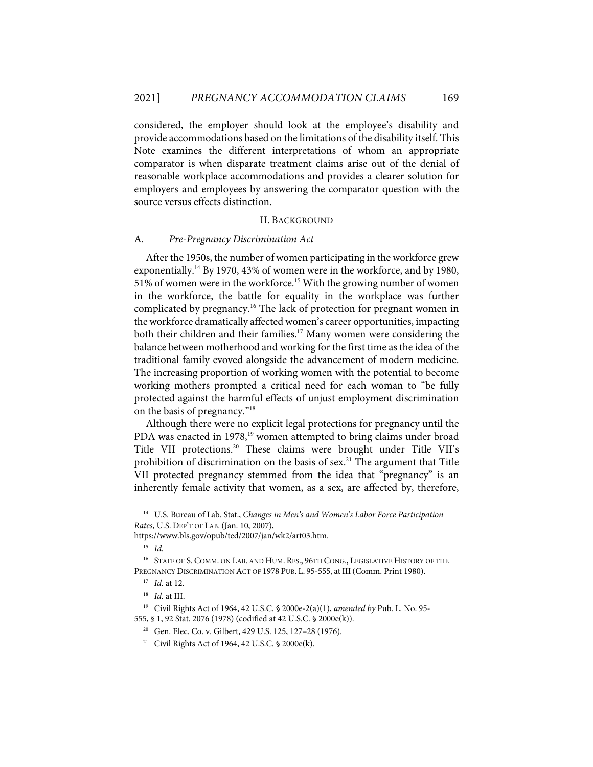considered, the employer should look at the employee's disability and provide accommodations based on the limitations of the disability itself. This Note examines the different interpretations of whom an appropriate comparator is when disparate treatment claims arise out of the denial of reasonable workplace accommodations and provides a clearer solution for employers and employees by answering the comparator question with the source versus effects distinction.

## II. BACKGROUND

### A. *Pre-Pregnancy Discrimination Act*

After the 1950s, the number of women participating in the workforce grew exponentially.[14] By 1970, 43% of women were in the workforce, and by 1980, 51% of women were in the workforce.[15] With the growing number of women in the workforce, the battle for equality in the workplace was further complicated by pregnancy.[16] The lack of protection for pregnant women in the workforce dramatically affected women's career opportunities, impacting both their children and their families.[17] Many women were considering the balance between motherhood and working for the first time as the idea of the traditional family evoved alongside the advancement of modern medicine. The increasing proportion of working women with the potential to become working mothers prompted a critical need for each woman to "be fully protected against the harmful effects of unjust employment discrimination on the basis of pregnancy."[18]

Although there were no explicit legal protections for pregnancy until the PDA was enacted in 1978,[19] women attempted to bring claims under broad Title VII protections.[20] These claims were brought under Title VII's prohibition of discrimination on the basis of sex.[21] The argument that Title VII protected pregnancy stemmed from the idea that "pregnancy" is an inherently female activity that women, as a sex, are affected by, therefore,

---

[14] U.S. Bureau of Lab. Stat., *Changes in Men's and Women's Labor Force Participation Rates*, U.S. DEP'T OF LAB. (Jan. 10, 2007), https://www.bls.gov/opub/ted/2007/jan/wk2/art03.htm.

[15] *Id.*

[16] STAFF OF S. COMM. ON LAB. AND HUM. RES., 96TH CONG., LEGISLATIVE HISTORY OF THE PREGNANCY DISCRIMINATION ACT OF 1978 PUB. L. 95-555, at III (Comm. Print 1980).

[17] *Id.* at 12.

[18] *Id.* at III.

[19] Civil Rights Act of 1964, 42 U.S.C. § 2000e-2(a)(1), *amended by* Pub. L. No. 95-555, § 1, 92 Stat. 2076 (1978) (codified at 42 U.S.C. § 2000e(k)).

[20] Gen. Elec. Co. v. Gilbert, 429 U.S. 125, 127–28 (1976).

[21] Civil Rights Act of 1964, 42 U.S.C. § 2000e(k).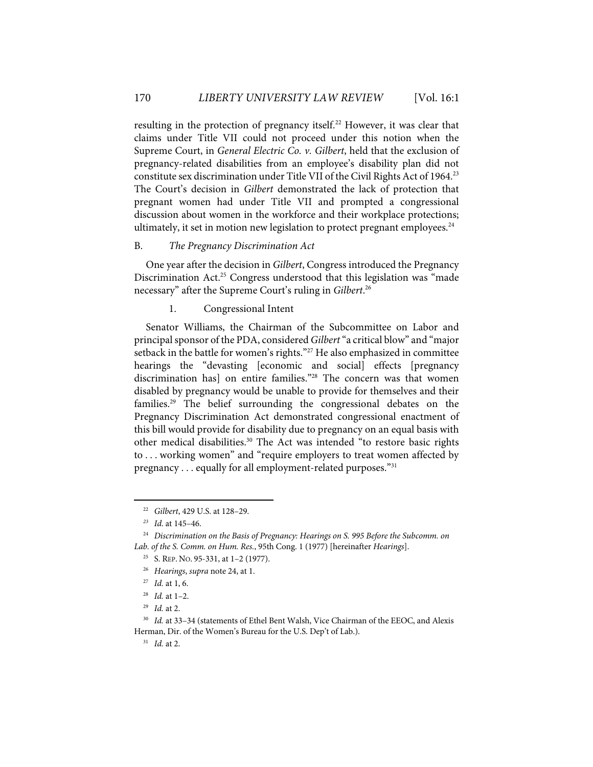resulting in the protection of pregnancy itself.[22] However, it was clear that claims under Title VII could not proceed under this notion when the Supreme Court, in *General Electric Co. v. Gilbert*, held that the exclusion of pregnancy-related disabilities from an employee's disability plan did not constitute sex discrimination under Title VII of the Civil Rights Act of 1964.[23] The Court's decision in *Gilbert* demonstrated the lack of protection that pregnant women had under Title VII and prompted a congressional discussion about women in the workforce and their workplace protections; ultimately, it set in motion new legislation to protect pregnant employees.[24]

### B. *The Pregnancy Discrimination Act*

One year after the decision in *Gilbert*, Congress introduced the Pregnancy Discrimination Act.[25] Congress understood that this legislation was "made necessary" after the Supreme Court's ruling in *Gilbert*.[26]

#### 1. Congressional Intent

Senator Williams, the Chairman of the Subcommittee on Labor and principal sponsor of the PDA, considered *Gilbert* "a critical blow" and "major setback in the battle for women's rights."[27] He also emphasized in committee hearings the "devasting [economic and social] effects [pregnancy discrimination has] on entire families."[28] The concern was that women disabled by pregnancy would be unable to provide for themselves and their families.[29] The belief surrounding the congressional debates on the Pregnancy Discrimination Act demonstrated congressional enactment of this bill would provide for disability due to pregnancy on an equal basis with other medical disabilities.[30] The Act was intended "to restore basic rights to . . . working women" and "require employers to treat women affected by pregnancy . . . equally for all employment-related purposes."[31]

---

[22] *Gilbert*, 429 U.S. at 128–29.

[23] *Id.* at 145–46.

[24] *Discrimination on the Basis of Pregnancy: Hearings on S. 995 Before the Subcomm. on Lab. of the S. Comm. on Hum. Res.*, 95th Cong. 1 (1977) [hereinafter *Hearings*].

[25] S. REP. NO. 95-331, at 1–2 (1977).

[26] *Hearings*, *supra* note 24, at 1.

[27] *Id.* at 1, 6.

[28] *Id.* at 1–2.

[29] *Id.* at 2.

[30] *Id.* at 33–34 (statements of Ethel Bent Walsh, Vice Chairman of the EEOC, and Alexis Herman, Dir. of the Women's Bureau for the U.S. Dep't of Lab.).

[31] *Id.* at 2.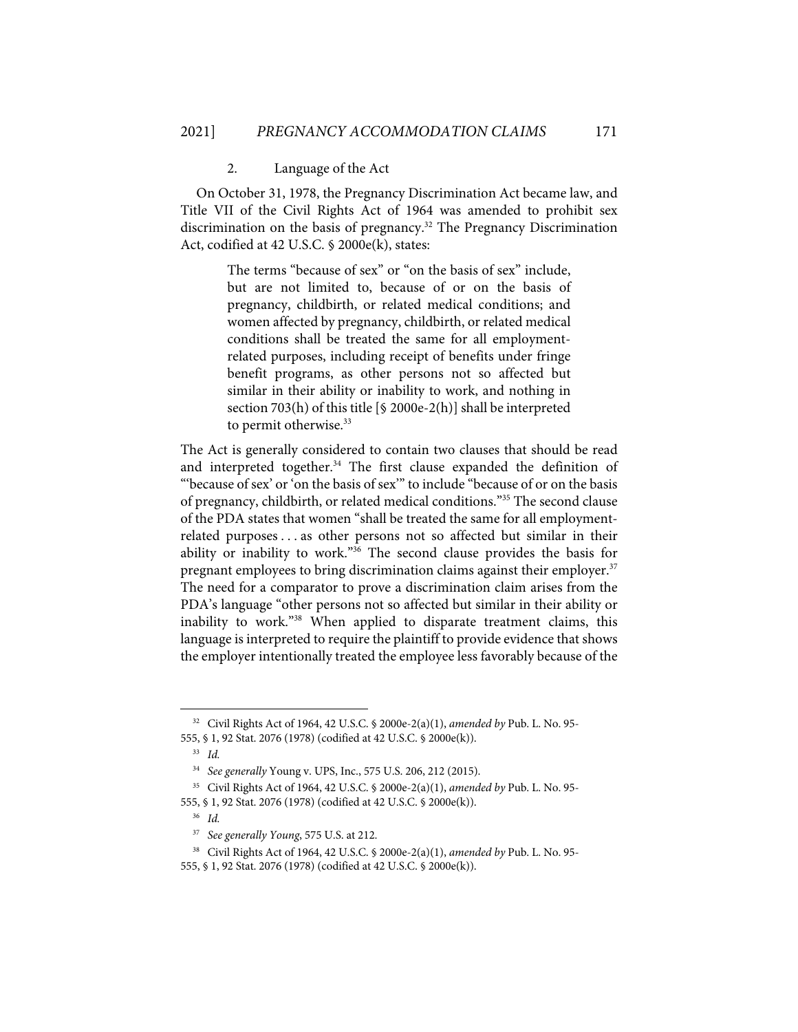### 2. Language of the Act

On October 31, 1978, the Pregnancy Discrimination Act became law, and Title VII of the Civil Rights Act of 1964 was amended to prohibit sex discrimination on the basis of pregnancy.[32] The Pregnancy Discrimination Act, codified at 42 U.S.C. § 2000e(k), states:

> The terms "because of sex" or "on the basis of sex" include, but are not limited to, because of or on the basis of pregnancy, childbirth, or related medical conditions; and women affected by pregnancy, childbirth, or related medical conditions shall be treated the same for all employment-related purposes, including receipt of benefits under fringe benefit programs, as other persons not so affected but similar in their ability or inability to work, and nothing in section 703(h) of this title [§ 2000e-2(h)] shall be interpreted to permit otherwise.[33]

The Act is generally considered to contain two clauses that should be read and interpreted together.[34] The first clause expanded the definition of "'because of sex' or 'on the basis of sex'" to include "because of or on the basis of pregnancy, childbirth, or related medical conditions."[35] The second clause of the PDA states that women "shall be treated the same for all employment-related purposes . . . as other persons not so affected but similar in their ability or inability to work."[36] The second clause provides the basis for pregnant employees to bring discrimination claims against their employer.[37] The need for a comparator to prove a discrimination claim arises from the PDA's language "other persons not so affected but similar in their ability or inability to work."[38] When applied to disparate treatment claims, this language is interpreted to require the plaintiff to provide evidence that shows the employer intentionally treated the employee less favorably because of the

---

[32] Civil Rights Act of 1964, 42 U.S.C. § 2000e-2(a)(1), *amended by* Pub. L. No. 95-555, § 1, 92 Stat. 2076 (1978) (codified at 42 U.S.C. § 2000e(k)).

[33] *Id.*

[34] *See generally* Young v. UPS, Inc., 575 U.S. 206, 212 (2015).

[35] Civil Rights Act of 1964, 42 U.S.C. § 2000e-2(a)(1), *amended by* Pub. L. No. 95-555, § 1, 92 Stat. 2076 (1978) (codified at 42 U.S.C. § 2000e(k)).

[36] *Id.*

[37] *See generally Young*, 575 U.S. at 212.

[38] Civil Rights Act of 1964, 42 U.S.C. § 2000e-2(a)(1), *amended by* Pub. L. No. 95-555, § 1, 92 Stat. 2076 (1978) (codified at 42 U.S.C. § 2000e(k)).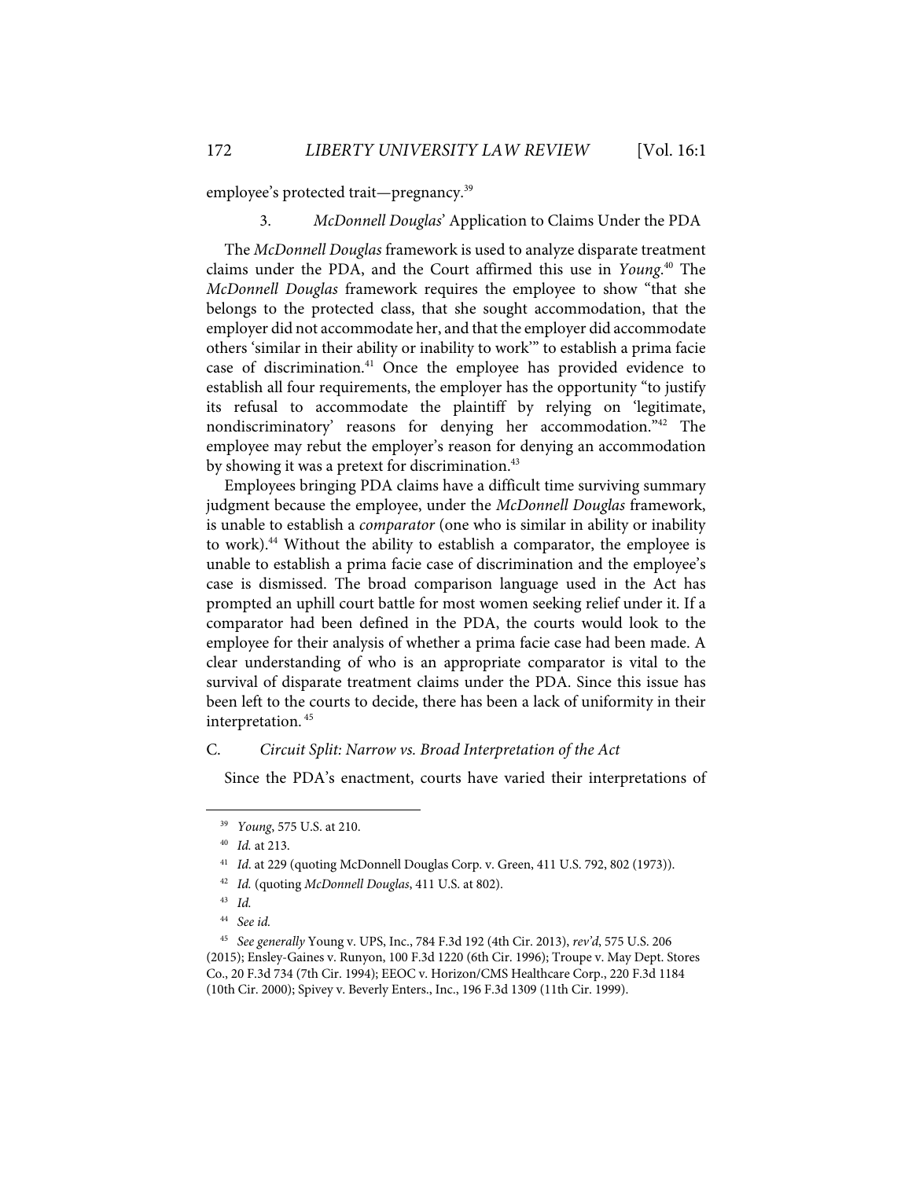employee's protected trait—pregnancy.[39]

### 3. *McDonnell Douglas*' Application to Claims Under the PDA

The *McDonnell Douglas* framework is used to analyze disparate treatment claims under the PDA, and the Court affirmed this use in *Young*.[40] The *McDonnell Douglas* framework requires the employee to show "that she belongs to the protected class, that she sought accommodation, that the employer did not accommodate her, and that the employer did accommodate others 'similar in their ability or inability to work'" to establish a prima facie case of discrimination.[41] Once the employee has provided evidence to establish all four requirements, the employer has the opportunity "to justify its refusal to accommodate the plaintiff by relying on 'legitimate, nondiscriminatory' reasons for denying her accommodation."[42] The employee may rebut the employer's reason for denying an accommodation by showing it was a pretext for discrimination.[43]

Employees bringing PDA claims have a difficult time surviving summary judgment because the employee, under the *McDonnell Douglas* framework, is unable to establish a *comparator* (one who is similar in ability or inability to work).[44] Without the ability to establish a comparator, the employee is unable to establish a prima facie case of discrimination and the employee's case is dismissed. The broad comparison language used in the Act has prompted an uphill court battle for most women seeking relief under it. If a comparator had been defined in the PDA, the courts would look to the employee for their analysis of whether a prima facie case had been made. A clear understanding of who is an appropriate comparator is vital to the survival of disparate treatment claims under the PDA. Since this issue has been left to the courts to decide, there has been a lack of uniformity in their interpretation.[45]

## C. *Circuit Split: Narrow vs. Broad Interpretation of the Act*

Since the PDA's enactment, courts have varied their interpretations of

---

[39] *Young*, 575 U.S. at 210.

[40] *Id.* at 213.

[41] *Id.* at 229 (quoting McDonnell Douglas Corp. v. Green, 411 U.S. 792, 802 (1973)).

[42] *Id.* (quoting *McDonnell Douglas*, 411 U.S. at 802).

[43] *Id.*

[44] *See id.*

[45] *See generally* Young v. UPS, Inc., 784 F.3d 192 (4th Cir. 2013), *rev'd*, 575 U.S. 206 (2015); Ensley-Gaines v. Runyon, 100 F.3d 1220 (6th Cir. 1996); Troupe v. May Dept. Stores Co., 20 F.3d 734 (7th Cir. 1994); EEOC v. Horizon/CMS Healthcare Corp., 220 F.3d 1184 (10th Cir. 2000); Spivey v. Beverly Enters., Inc., 196 F.3d 1309 (11th Cir. 1999).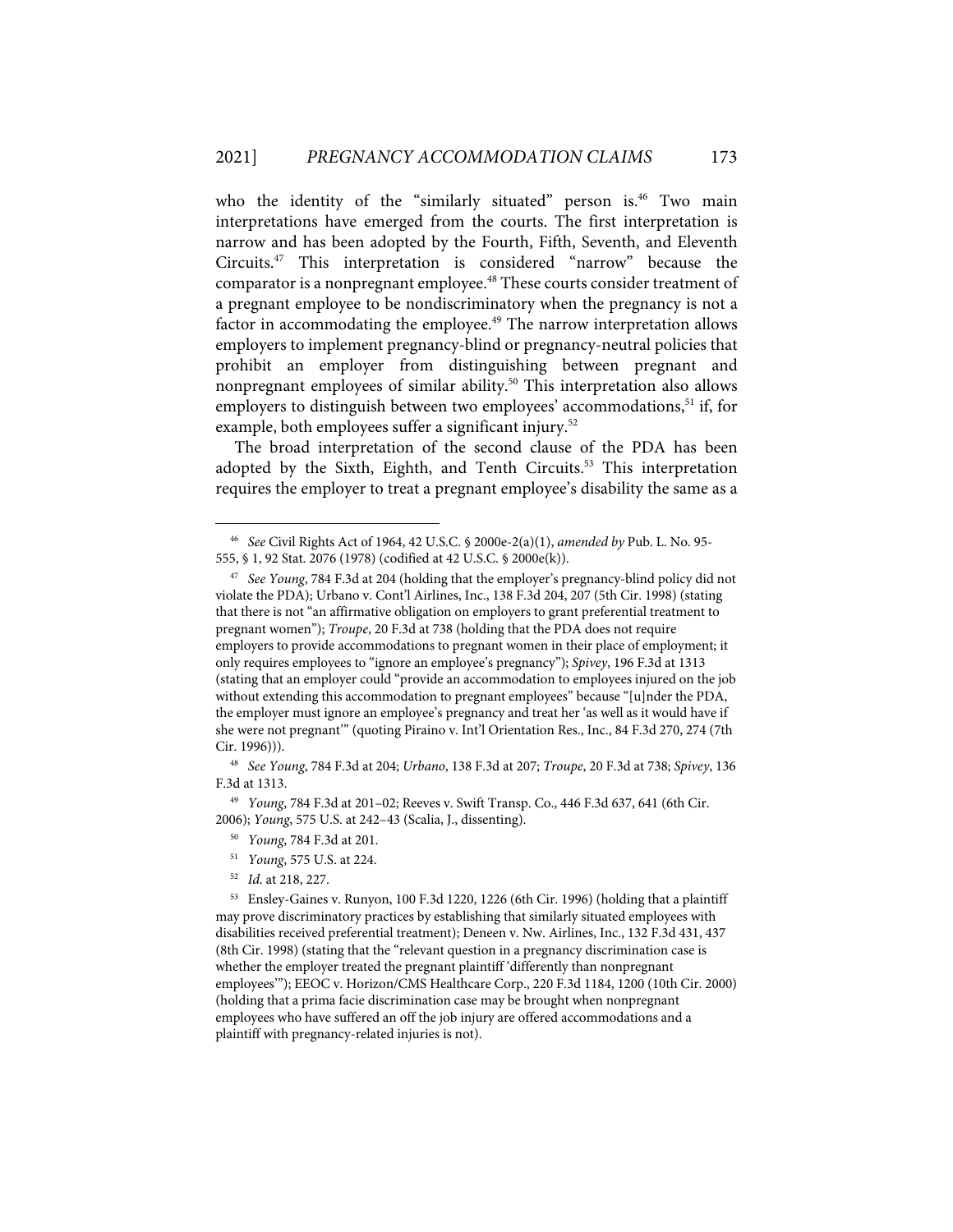who the identity of the "similarly situated" person is.[46] Two main interpretations have emerged from the courts. The first interpretation is narrow and has been adopted by the Fourth, Fifth, Seventh, and Eleventh Circuits.[47] This interpretation is considered "narrow" because the comparator is a nonpregnant employee.[48] These courts consider treatment of a pregnant employee to be nondiscriminatory when the pregnancy is not a factor in accommodating the employee.[49] The narrow interpretation allows employers to implement pregnancy-blind or pregnancy-neutral policies that prohibit an employer from distinguishing between pregnant and nonpregnant employees of similar ability.[50] This interpretation also allows employers to distinguish between two employees' accommodations,[51] if, for example, both employees suffer a significant injury.[52]

The broad interpretation of the second clause of the PDA has been adopted by the Sixth, Eighth, and Tenth Circuits.[53] This interpretation requires the employer to treat a pregnant employee's disability the same as a

---

[46] *See* Civil Rights Act of 1964, 42 U.S.C. § 2000e-2(a)(1), *amended by* Pub. L. No. 95-555, § 1, 92 Stat. 2076 (1978) (codified at 42 U.S.C. § 2000e(k)).

[47] *See Young*, 784 F.3d at 204 (holding that the employer's pregnancy-blind policy did not violate the PDA); Urbano v. Cont'l Airlines, Inc., 138 F.3d 204, 207 (5th Cir. 1998) (stating that there is not "an affirmative obligation on employers to grant preferential treatment to pregnant women"); *Troupe*, 20 F.3d at 738 (holding that the PDA does not require employers to provide accommodations to pregnant women in their place of employment; it only requires employees to "ignore an employee's pregnancy"); *Spivey*, 196 F.3d at 1313 (stating that an employer could "provide an accommodation to employees injured on the job without extending this accommodation to pregnant employees" because "[u]nder the PDA, the employer must ignore an employee's pregnancy and treat her 'as well as it would have if she were not pregnant'" (quoting Piraino v. Int'l Orientation Res., Inc., 84 F.3d 270, 274 (7th Cir. 1996))).

[48] *See Young*, 784 F.3d at 204; *Urbano*, 138 F.3d at 207; *Troupe*, 20 F.3d at 738; *Spivey*, 136 F.3d at 1313.

[49] *Young*, 784 F.3d at 201–02; Reeves v. Swift Transp. Co., 446 F.3d 637, 641 (6th Cir. 2006); *Young*, 575 U.S. at 242–43 (Scalia, J., dissenting).

[50] *Young*, 784 F.3d at 201.

[51] *Young*, 575 U.S. at 224.

[52] *Id.* at 218, 227.

[53] Ensley-Gaines v. Runyon, 100 F.3d 1220, 1226 (6th Cir. 1996) (holding that a plaintiff may prove discriminatory practices by establishing that similarly situated employees with disabilities received preferential treatment); Deneen v. Nw. Airlines, Inc., 132 F.3d 431, 437 (8th Cir. 1998) (stating that the "relevant question in a pregnancy discrimination case is whether the employer treated the pregnant plaintiff 'differently than nonpregnant employees'"); EEOC v. Horizon/CMS Healthcare Corp., 220 F.3d 1184, 1200 (10th Cir. 2000) (holding that a prima facie discrimination case may be brought when nonpregnant employees who have suffered an off the job injury are offered accommodations and a plaintiff with pregnancy-related injuries is not).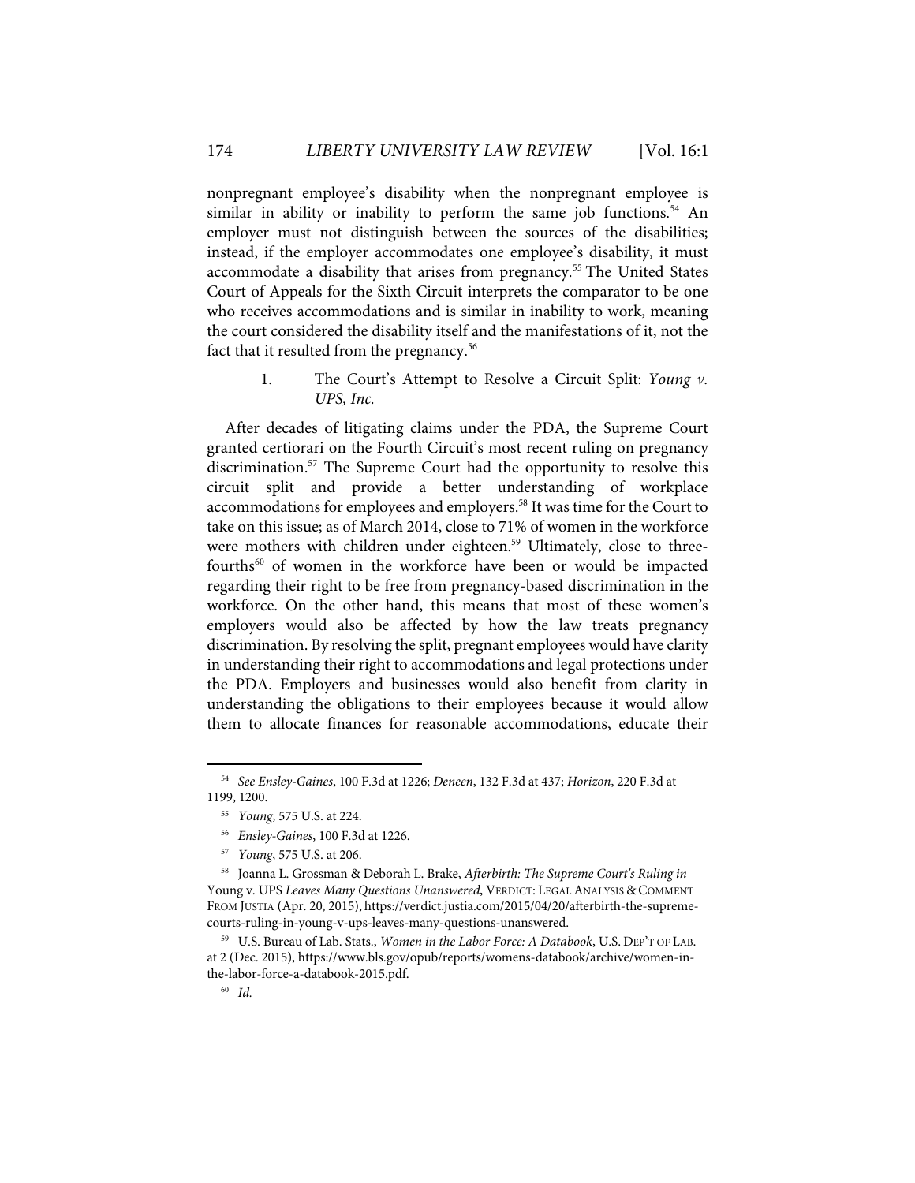nonpregnant employee's disability when the nonpregnant employee is similar in ability or inability to perform the same job functions.[54] An employer must not distinguish between the sources of the disabilities; instead, if the employer accommodates one employee's disability, it must accommodate a disability that arises from pregnancy.[55] The United States Court of Appeals for the Sixth Circuit interprets the comparator to be one who receives accommodations and is similar in inability to work, meaning the court considered the disability itself and the manifestations of it, not the fact that it resulted from the pregnancy.[56]

### 1. The Court's Attempt to Resolve a Circuit Split: *Young v. UPS, Inc.*

After decades of litigating claims under the PDA, the Supreme Court granted certiorari on the Fourth Circuit's most recent ruling on pregnancy discrimination.[57] The Supreme Court had the opportunity to resolve this circuit split and provide a better understanding of workplace accommodations for employees and employers.[58] It was time for the Court to take on this issue; as of March 2014, close to 71% of women in the workforce were mothers with children under eighteen.[59] Ultimately, close to three-fourths[60] of women in the workforce have been or would be impacted regarding their right to be free from pregnancy-based discrimination in the workforce. On the other hand, this means that most of these women's employers would also be affected by how the law treats pregnancy discrimination. By resolving the split, pregnant employees would have clarity in understanding their right to accommodations and legal protections under the PDA. Employers and businesses would also benefit from clarity in understanding the obligations to their employees because it would allow them to allocate finances for reasonable accommodations, educate their

---

[54] *See Ensley-Gaines*, 100 F.3d at 1226; *Deneen*, 132 F.3d at 437; *Horizon*, 220 F.3d at 1199, 1200.

[55] *Young*, 575 U.S. at 224.

[56] *Ensley-Gaines*, 100 F.3d at 1226.

[57] *Young*, 575 U.S. at 206.

[58] Joanna L. Grossman & Deborah L. Brake, *Afterbirth: The Supreme Court's Ruling in* Young v. UPS *Leaves Many Questions Unanswered*, VERDICT: LEGAL ANALYSIS & COMMENT FROM JUSTIA (Apr. 20, 2015), https://verdict.justia.com/2015/04/20/afterbirth-the-supreme-courts-ruling-in-young-v-ups-leaves-many-questions-unanswered.

[59] U.S. Bureau of Lab. Stats., *Women in the Labor Force: A Databook*, U.S. DEP'T OF LAB. at 2 (Dec. 2015), https://www.bls.gov/opub/reports/womens-databook/archive/women-in-the-labor-force-a-databook-2015.pdf.

[60] *Id.*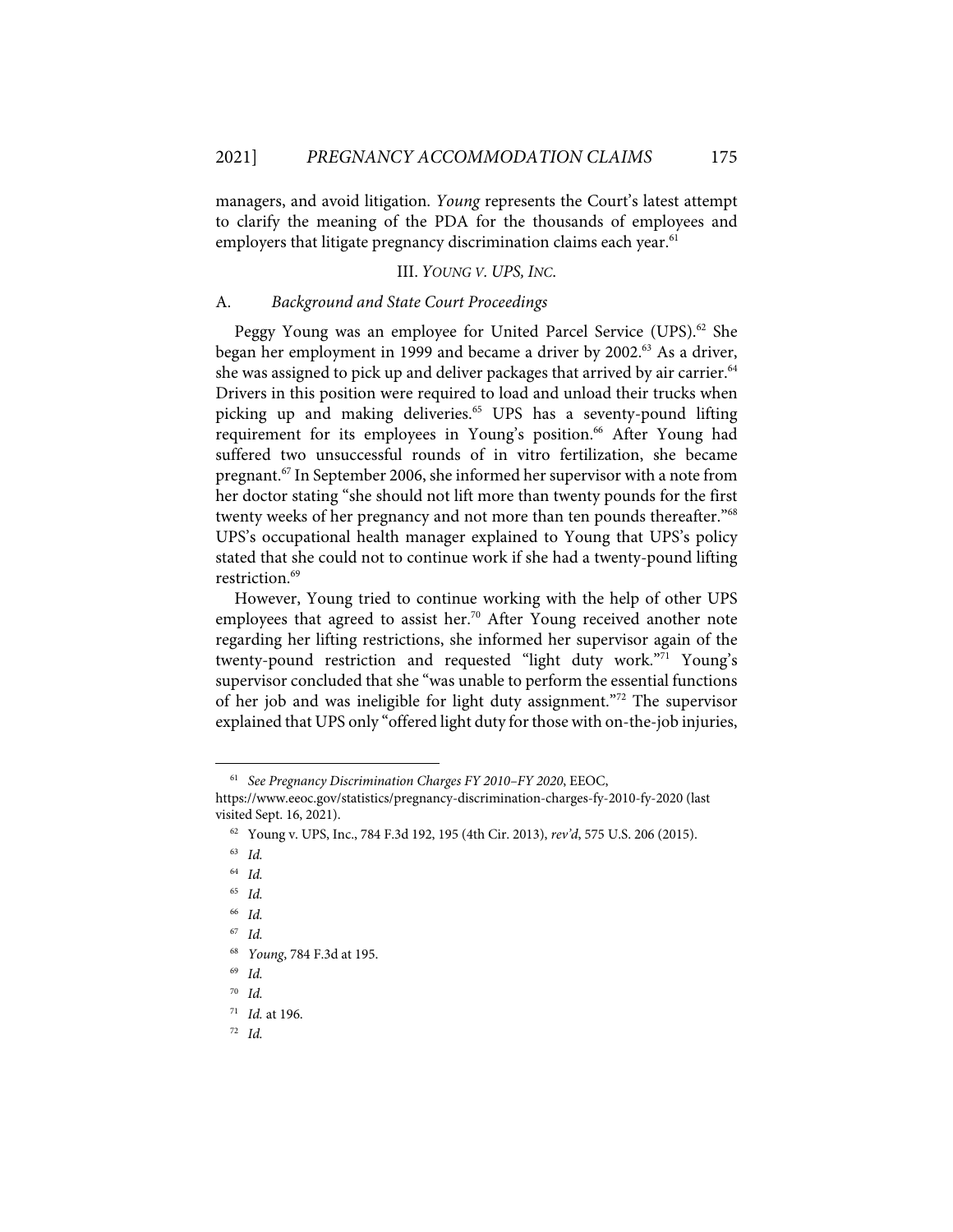managers, and avoid litigation. *Young* represents the Court's latest attempt to clarify the meaning of the PDA for the thousands of employees and employers that litigate pregnancy discrimination claims each year.[61]

## III. *YOUNG V. UPS, INC.*

### A. *Background and State Court Proceedings*

Peggy Young was an employee for United Parcel Service (UPS).[62] She began her employment in 1999 and became a driver by 2002.[63] As a driver, she was assigned to pick up and deliver packages that arrived by air carrier.[64] Drivers in this position were required to load and unload their trucks when picking up and making deliveries.[65] UPS has a seventy-pound lifting requirement for its employees in Young's position.[66] After Young had suffered two unsuccessful rounds of in vitro fertilization, she became pregnant.[67] In September 2006, she informed her supervisor with a note from her doctor stating "she should not lift more than twenty pounds for the first twenty weeks of her pregnancy and not more than ten pounds thereafter."[68] UPS's occupational health manager explained to Young that UPS's policy stated that she could not to continue work if she had a twenty-pound lifting restriction.[69]

However, Young tried to continue working with the help of other UPS employees that agreed to assist her.[70] After Young received another note regarding her lifting restrictions, she informed her supervisor again of the twenty-pound restriction and requested "light duty work."[71] Young's supervisor concluded that she "was unable to perform the essential functions of her job and was ineligible for light duty assignment."[72] The supervisor explained that UPS only "offered light duty for those with on-the-job injuries,

---

[61] *See Pregnancy Discrimination Charges FY 2010–FY 2020*, EEOC, https://www.eeoc.gov/statistics/pregnancy-discrimination-charges-fy-2010-fy-2020 (last visited Sept. 16, 2021).

[62] Young v. UPS, Inc., 784 F.3d 192, 195 (4th Cir. 2013), *rev'd*, 575 U.S. 206 (2015).

[63] *Id.*

[64] *Id.*

[65] *Id.*

[66] *Id.*

[67] *Id.*

[68] *Young*, 784 F.3d at 195.

[69] *Id.*

[70] *Id.*

[71] *Id.* at 196.

[72] *Id.*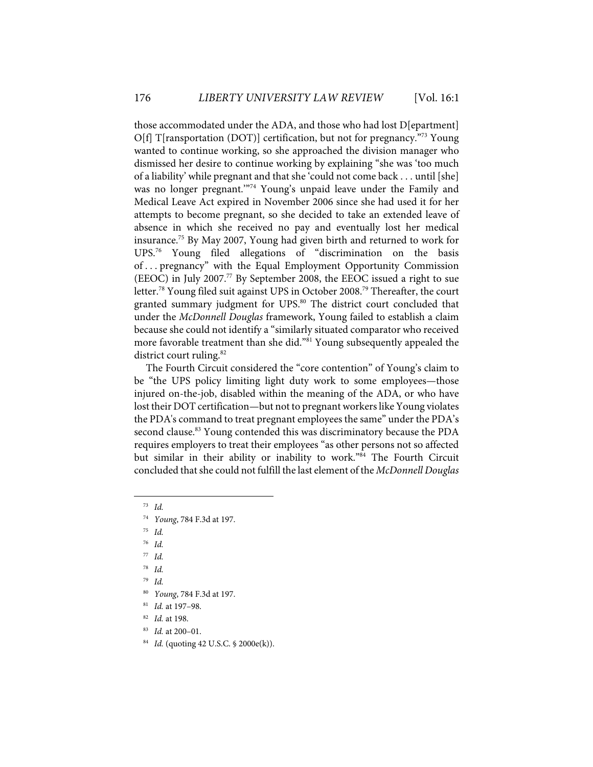those accommodated under the ADA, and those who had lost D[epartment] O[f] T[ransportation (DOT)] certification, but not for pregnancy."[73] Young wanted to continue working, so she approached the division manager who dismissed her desire to continue working by explaining "she was 'too much of a liability' while pregnant and that she 'could not come back . . . until [she] was no longer pregnant.'"[74] Young's unpaid leave under the Family and Medical Leave Act expired in November 2006 since she had used it for her attempts to become pregnant, so she decided to take an extended leave of absence in which she received no pay and eventually lost her medical insurance.[75] By May 2007, Young had given birth and returned to work for UPS.[76] Young filed allegations of "discrimination on the basis of . . . pregnancy" with the Equal Employment Opportunity Commission (EEOC) in July 2007.[77] By September 2008, the EEOC issued a right to sue letter.[78] Young filed suit against UPS in October 2008.[79] Thereafter, the court granted summary judgment for UPS.[80] The district court concluded that under the *McDonnell Douglas* framework, Young failed to establish a claim because she could not identify a "similarly situated comparator who received more favorable treatment than she did."[81] Young subsequently appealed the district court ruling.[82]

The Fourth Circuit considered the "core contention" of Young's claim to be "the UPS policy limiting light duty work to some employees—those injured on-the-job, disabled within the meaning of the ADA, or who have lost their DOT certification—but not to pregnant workers like Young violates the PDA's command to treat pregnant employees the same" under the PDA's second clause.[83] Young contended this was discriminatory because the PDA requires employers to treat their employees "as other persons not so affected but similar in their ability or inability to work."[84] The Fourth Circuit concluded that she could not fulfill the last element of the *McDonnell Douglas*

---

[73] *Id.*

[74] *Young*, 784 F.3d at 197.

[75] *Id.*

[76] *Id.*

[77] *Id.*

[78] *Id.*

[79] *Id.*

[80] *Young*, 784 F.3d at 197.

[81] *Id.* at 197–98.

[82] *Id.* at 198.

[83] *Id.* at 200–01.

[84] *Id.* (quoting 42 U.S.C. § 2000e(k)).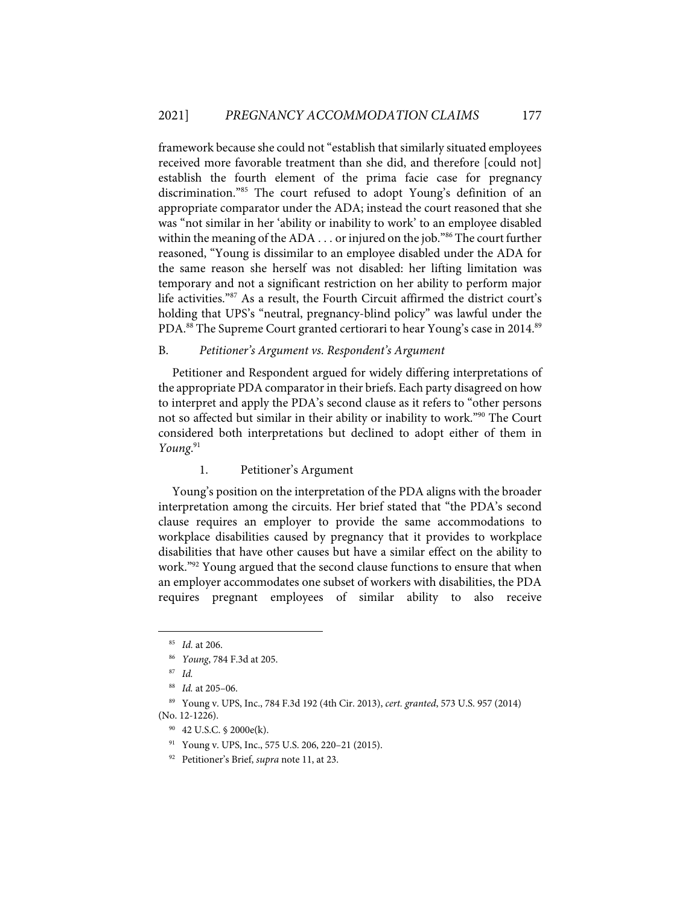framework because she could not "establish that similarly situated employees received more favorable treatment than she did, and therefore [could not] establish the fourth element of the prima facie case for pregnancy discrimination."[85] The court refused to adopt Young's definition of an appropriate comparator under the ADA; instead the court reasoned that she was "not similar in her 'ability or inability to work' to an employee disabled within the meaning of the ADA . . . or injured on the job."[86] The court further reasoned, "Young is dissimilar to an employee disabled under the ADA for the same reason she herself was not disabled: her lifting limitation was temporary and not a significant restriction on her ability to perform major life activities."[87] As a result, the Fourth Circuit affirmed the district court's holding that UPS's "neutral, pregnancy-blind policy" was lawful under the PDA.[88] The Supreme Court granted certiorari to hear Young's case in 2014.[89]

### B. *Petitioner's Argument vs. Respondent's Argument*

Petitioner and Respondent argued for widely differing interpretations of the appropriate PDA comparator in their briefs. Each party disagreed on how to interpret and apply the PDA's second clause as it refers to "other persons not so affected but similar in their ability or inability to work."[90] The Court considered both interpretations but declined to adopt either of them in *Young*.[91]

#### 1. Petitioner's Argument

Young's position on the interpretation of the PDA aligns with the broader interpretation among the circuits. Her brief stated that "the PDA's second clause requires an employer to provide the same accommodations to workplace disabilities caused by pregnancy that it provides to workplace disabilities that have other causes but have a similar effect on the ability to work."[92] Young argued that the second clause functions to ensure that when an employer accommodates one subset of workers with disabilities, the PDA requires pregnant employees of similar ability to also receive

---

[85] *Id.* at 206.

[86] *Young*, 784 F.3d at 205.

[87] *Id.*

[88] *Id.* at 205–06.

[89] Young v. UPS, Inc., 784 F.3d 192 (4th Cir. 2013), *cert. granted*, 573 U.S. 957 (2014) (No. 12-1226).

[90] 42 U.S.C. § 2000e(k).

[91] Young v. UPS, Inc., 575 U.S. 206, 220–21 (2015).

[92] Petitioner's Brief, *supra* note 11, at 23.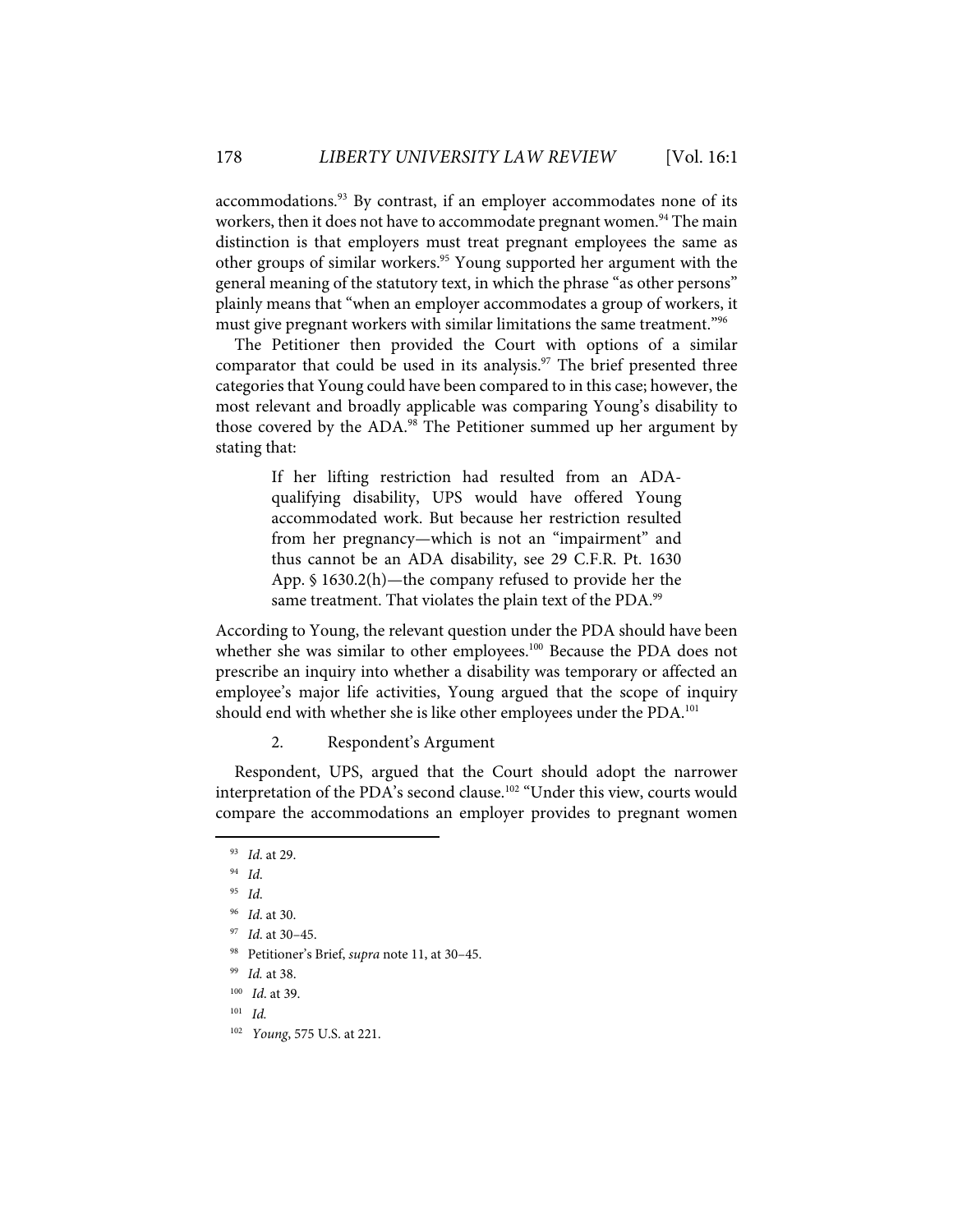accommodations.[93] By contrast, if an employer accommodates none of its workers, then it does not have to accommodate pregnant women.[94] The main distinction is that employers must treat pregnant employees the same as other groups of similar workers.[95] Young supported her argument with the general meaning of the statutory text, in which the phrase "as other persons" plainly means that "when an employer accommodates a group of workers, it must give pregnant workers with similar limitations the same treatment."[96]

The Petitioner then provided the Court with options of a similar comparator that could be used in its analysis.[97] The brief presented three categories that Young could have been compared to in this case; however, the most relevant and broadly applicable was comparing Young's disability to those covered by the ADA.[98] The Petitioner summed up her argument by stating that:

> If her lifting restriction had resulted from an ADA-qualifying disability, UPS would have offered Young accommodated work. But because her restriction resulted from her pregnancy—which is not an "impairment" and thus cannot be an ADA disability, see 29 C.F.R. Pt. 1630 App. § 1630.2(h)—the company refused to provide her the same treatment. That violates the plain text of the PDA.[99]

According to Young, the relevant question under the PDA should have been whether she was similar to other employees.[100] Because the PDA does not prescribe an inquiry into whether a disability was temporary or affected an employee's major life activities, Young argued that the scope of inquiry should end with whether she is like other employees under the PDA.[101]

#### 2. Respondent's Argument

Respondent, UPS, argued that the Court should adopt the narrower interpretation of the PDA's second clause.[102] "Under this view, courts would compare the accommodations an employer provides to pregnant women

---

[93] *Id.* at 29.

[94] *Id.*

[95] *Id.*

[96] *Id.* at 30.

[97] *Id.* at 30–45.

[98] Petitioner's Brief, *supra* note 11, at 30–45.

[99] *Id.* at 38.

[100] *Id.* at 39.

[101] *Id.*

[102] *Young*, 575 U.S. at 221.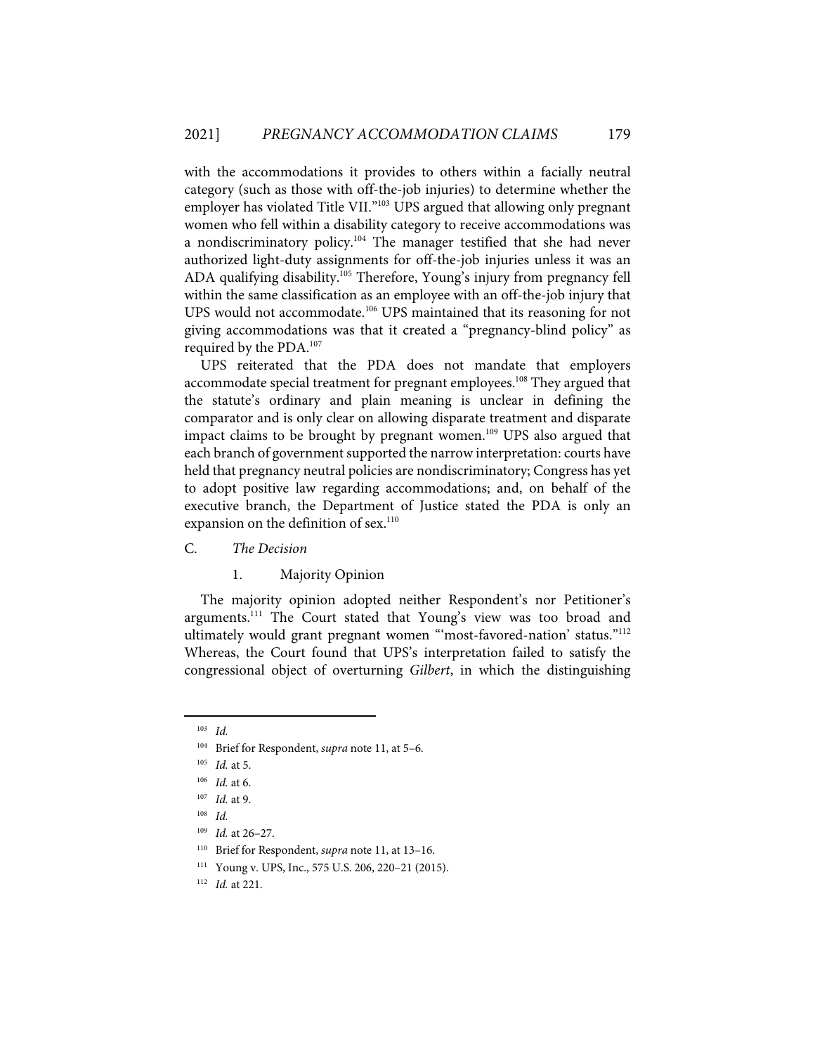with the accommodations it provides to others within a facially neutral category (such as those with off-the-job injuries) to determine whether the employer has violated Title VII."[103] UPS argued that allowing only pregnant women who fell within a disability category to receive accommodations was a nondiscriminatory policy.[104] The manager testified that she had never authorized light-duty assignments for off-the-job injuries unless it was an ADA qualifying disability.[105] Therefore, Young's injury from pregnancy fell within the same classification as an employee with an off-the-job injury that UPS would not accommodate.[106] UPS maintained that its reasoning for not giving accommodations was that it created a "pregnancy-blind policy" as required by the PDA.[107]

UPS reiterated that the PDA does not mandate that employers accommodate special treatment for pregnant employees.[108] They argued that the statute's ordinary and plain meaning is unclear in defining the comparator and is only clear on allowing disparate treatment and disparate impact claims to be brought by pregnant women.[109] UPS also argued that each branch of government supported the narrow interpretation: courts have held that pregnancy neutral policies are nondiscriminatory; Congress has yet to adopt positive law regarding accommodations; and, on behalf of the executive branch, the Department of Justice stated the PDA is only an expansion on the definition of sex.[110]

### C. *The Decision*

#### 1. Majority Opinion

The majority opinion adopted neither Respondent's nor Petitioner's arguments.[111] The Court stated that Young's view was too broad and ultimately would grant pregnant women "'most-favored-nation' status."[112] Whereas, the Court found that UPS's interpretation failed to satisfy the congressional object of overturning *Gilbert*, in which the distinguishing

---

[103] *Id.*

[104] Brief for Respondent, *supra* note 11, at 5–6.

[105] *Id.* at 5.

[106] *Id.* at 6.

[107] *Id.* at 9.

[108] *Id.*

[109] *Id.* at 26–27.

[110] Brief for Respondent, *supra* note 11, at 13–16.

[111] Young v. UPS, Inc., 575 U.S. 206, 220–21 (2015).

[112] *Id.* at 221.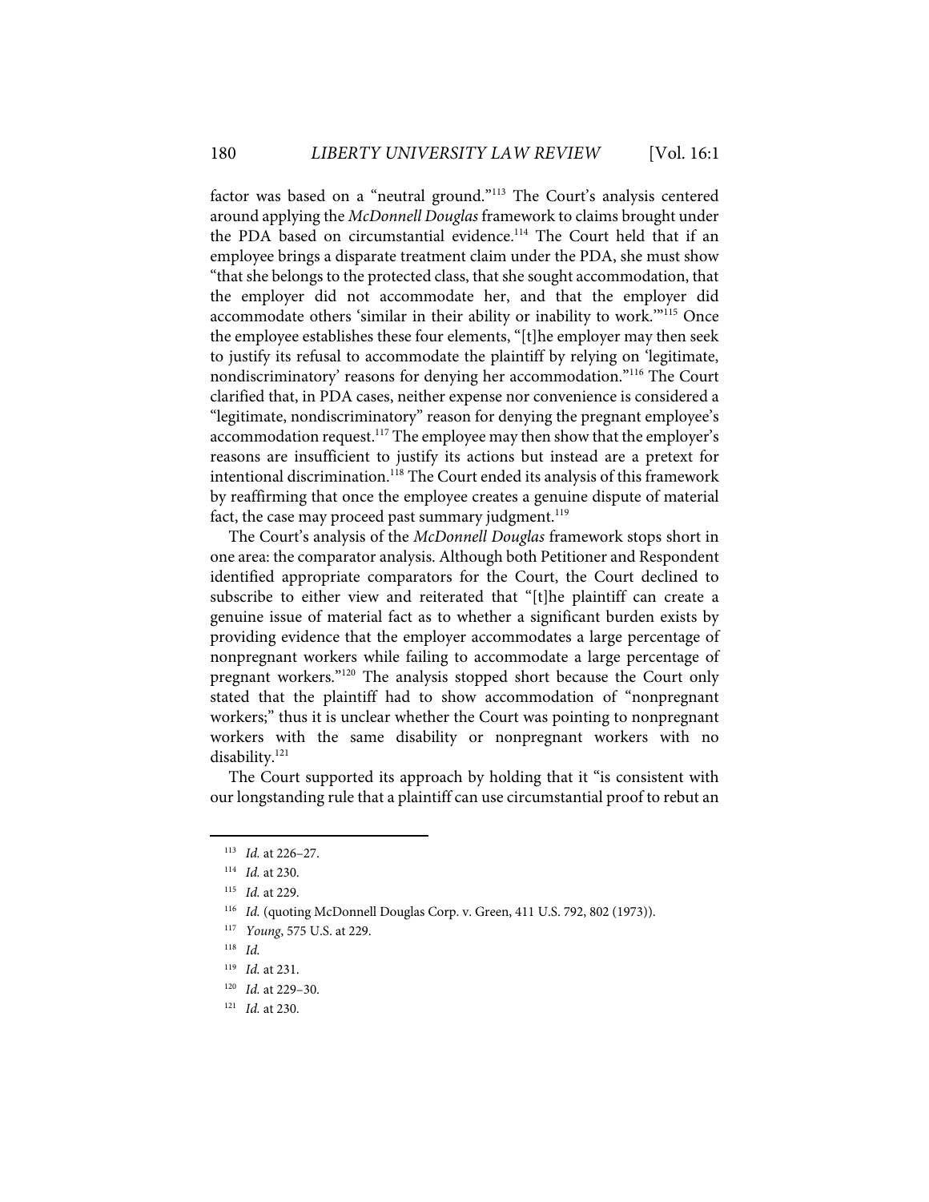factor was based on a "neutral ground."[113] The Court's analysis centered around applying the *McDonnell Douglas* framework to claims brought under the PDA based on circumstantial evidence.[114] The Court held that if an employee brings a disparate treatment claim under the PDA, she must show "that she belongs to the protected class, that she sought accommodation, that the employer did not accommodate her, and that the employer did accommodate others 'similar in their ability or inability to work.'"[115] Once the employee establishes these four elements, "[t]he employer may then seek to justify its refusal to accommodate the plaintiff by relying on 'legitimate, nondiscriminatory' reasons for denying her accommodation."[116] The Court clarified that, in PDA cases, neither expense nor convenience is considered a "legitimate, nondiscriminatory" reason for denying the pregnant employee's accommodation request.[117] The employee may then show that the employer's reasons are insufficient to justify its actions but instead are a pretext for intentional discrimination.[118] The Court ended its analysis of this framework by reaffirming that once the employee creates a genuine dispute of material fact, the case may proceed past summary judgment.[119]

The Court's analysis of the *McDonnell Douglas* framework stops short in one area: the comparator analysis. Although both Petitioner and Respondent identified appropriate comparators for the Court, the Court declined to subscribe to either view and reiterated that "[t]he plaintiff can create a genuine issue of material fact as to whether a significant burden exists by providing evidence that the employer accommodates a large percentage of nonpregnant workers while failing to accommodate a large percentage of pregnant workers."[120] The analysis stopped short because the Court only stated that the plaintiff had to show accommodation of "nonpregnant workers;" thus it is unclear whether the Court was pointing to nonpregnant workers with the same disability or nonpregnant workers with no disability.[121]

The Court supported its approach by holding that it "is consistent with our longstanding rule that a plaintiff can use circumstantial proof to rebut an

---

[113] *Id.* at 226–27.

[114] *Id.* at 230.

[115] *Id.* at 229.

[116] *Id.* (quoting McDonnell Douglas Corp. v. Green, 411 U.S. 792, 802 (1973)).

[117] *Young*, 575 U.S. at 229.

[118] *Id.*

[119] *Id.* at 231.

[120] *Id.* at 229–30.

[121] *Id.* at 230.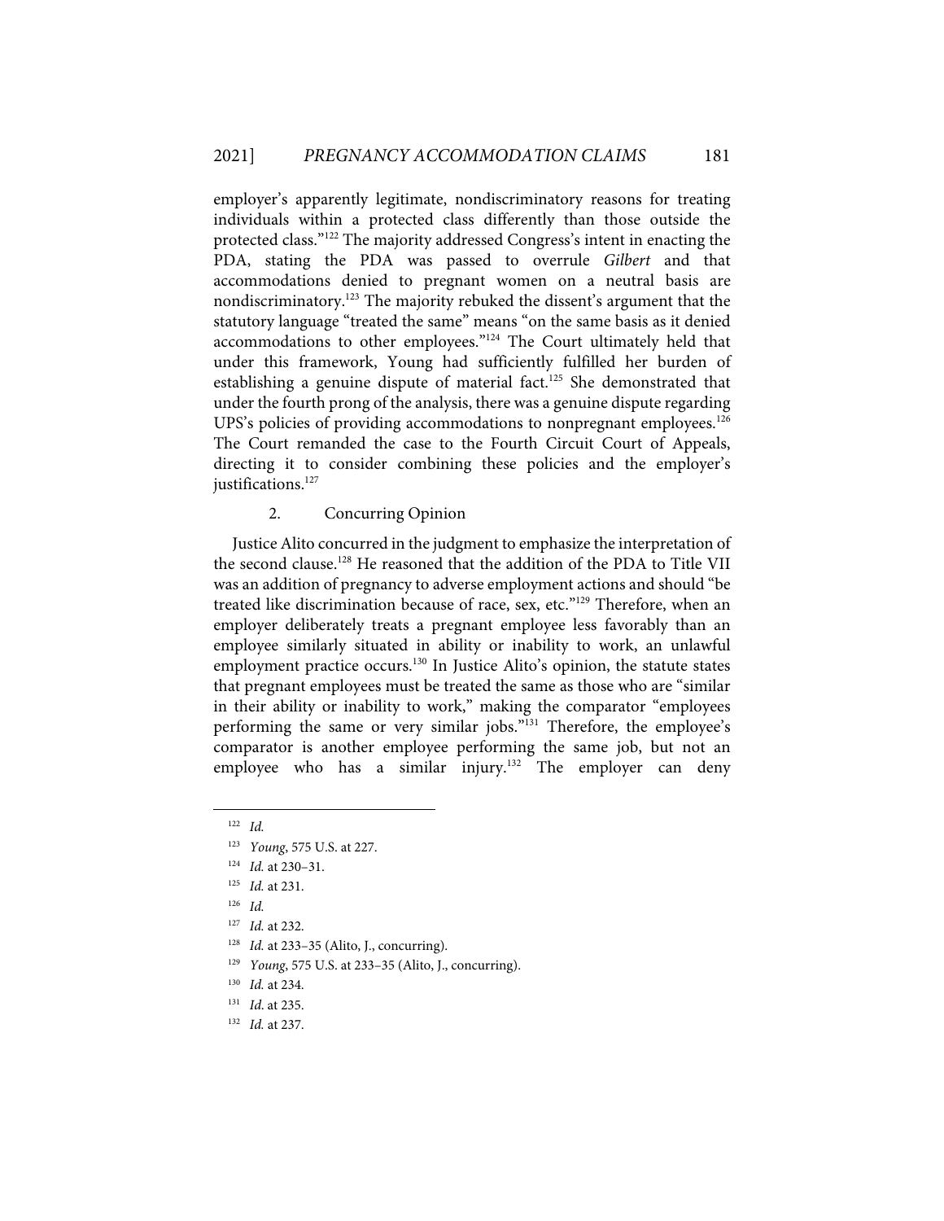employer's apparently legitimate, nondiscriminatory reasons for treating individuals within a protected class differently than those outside the protected class."[122] The majority addressed Congress's intent in enacting the PDA, stating the PDA was passed to overrule *Gilbert* and that accommodations denied to pregnant women on a neutral basis are nondiscriminatory.[123] The majority rebuked the dissent's argument that the statutory language "treated the same" means "on the same basis as it denied accommodations to other employees."[124] The Court ultimately held that under this framework, Young had sufficiently fulfilled her burden of establishing a genuine dispute of material fact.[125] She demonstrated that under the fourth prong of the analysis, there was a genuine dispute regarding UPS's policies of providing accommodations to nonpregnant employees.[126] The Court remanded the case to the Fourth Circuit Court of Appeals, directing it to consider combining these policies and the employer's justifications.[127]

### 2. Concurring Opinion

Justice Alito concurred in the judgment to emphasize the interpretation of the second clause.[128] He reasoned that the addition of the PDA to Title VII was an addition of pregnancy to adverse employment actions and should "be treated like discrimination because of race, sex, etc."[129] Therefore, when an employer deliberately treats a pregnant employee less favorably than an employee similarly situated in ability or inability to work, an unlawful employment practice occurs.[130] In Justice Alito's opinion, the statute states that pregnant employees must be treated the same as those who are "similar in their ability or inability to work," making the comparator "employees performing the same or very similar jobs."[131] Therefore, the employee's comparator is another employee performing the same job, but not an employee who has a similar injury.[132] The employer can deny

---

[122] *Id.*

[123] *Young*, 575 U.S. at 227.

[124] *Id.* at 230–31.

[125] *Id.* at 231.

[126] *Id.*

[127] *Id.* at 232.

[128] *Id.* at 233–35 (Alito, J., concurring).

[129] *Young*, 575 U.S. at 233–35 (Alito, J., concurring).

[130] *Id.* at 234.

[131] *Id*. at 235.

[132] *Id.* at 237.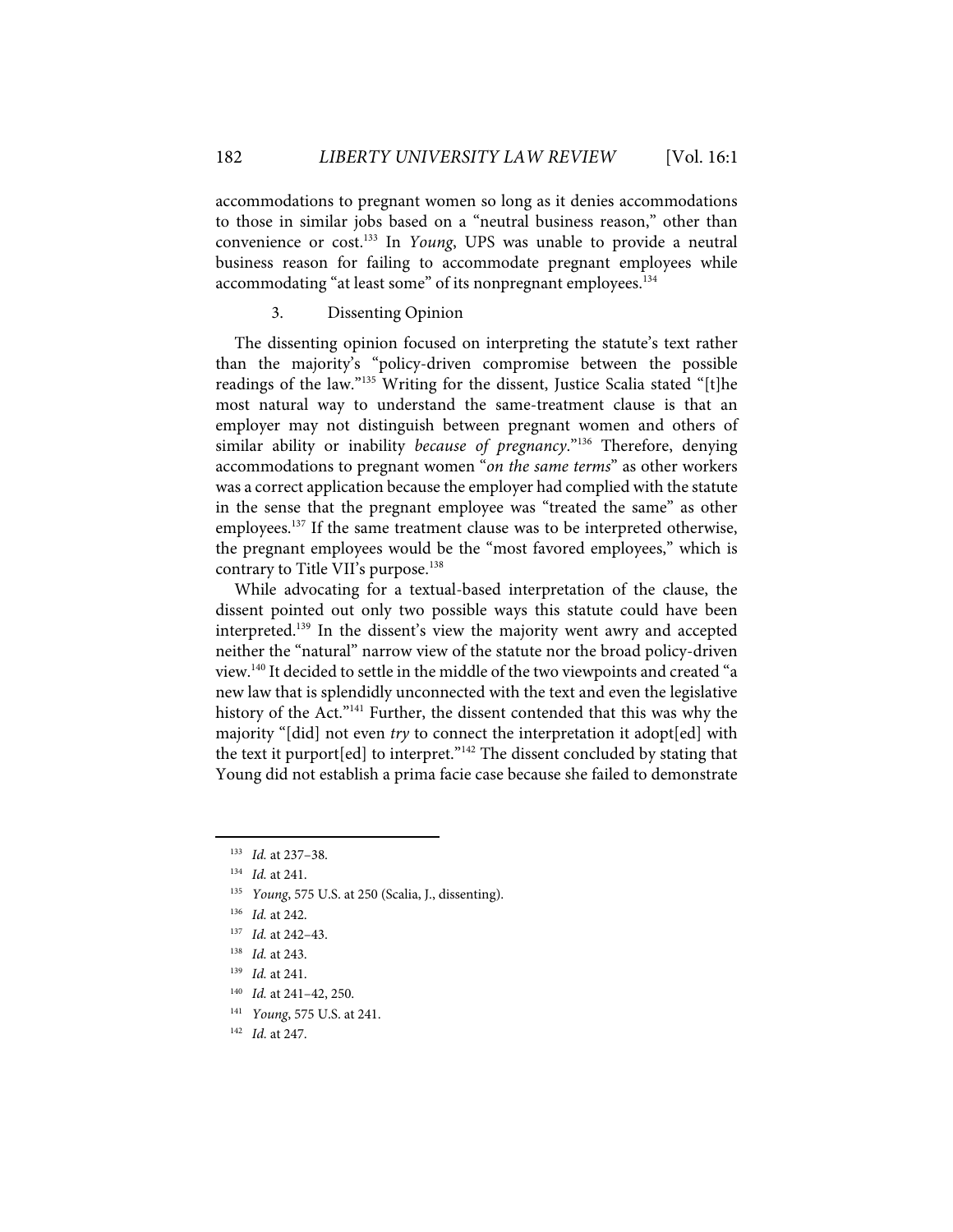accommodations to pregnant women so long as it denies accommodations to those in similar jobs based on a "neutral business reason," other than convenience or cost.[133] In *Young*, UPS was unable to provide a neutral business reason for failing to accommodate pregnant employees while accommodating "at least some" of its nonpregnant employees.[134]

### 3. Dissenting Opinion

The dissenting opinion focused on interpreting the statute's text rather than the majority's "policy-driven compromise between the possible readings of the law."[135] Writing for the dissent, Justice Scalia stated "[t]he most natural way to understand the same-treatment clause is that an employer may not distinguish between pregnant women and others of similar ability or inability *because of pregnancy*."[136] Therefore, denying accommodations to pregnant women "*on the same terms*" as other workers was a correct application because the employer had complied with the statute in the sense that the pregnant employee was "treated the same" as other employees.[137] If the same treatment clause was to be interpreted otherwise, the pregnant employees would be the "most favored employees," which is contrary to Title VII's purpose.[138]

While advocating for a textual-based interpretation of the clause, the dissent pointed out only two possible ways this statute could have been interpreted.[139] In the dissent's view the majority went awry and accepted neither the "natural" narrow view of the statute nor the broad policy-driven view.[140] It decided to settle in the middle of the two viewpoints and created "a new law that is splendidly unconnected with the text and even the legislative history of the Act."[141] Further, the dissent contended that this was why the majority "[did] not even *try* to connect the interpretation it adopt[ed] with the text it purport[ed] to interpret."[142] The dissent concluded by stating that Young did not establish a prima facie case because she failed to demonstrate

---

[133] *Id.* at 237–38.

[134] *Id.* at 241.

[135] *Young*, 575 U.S. at 250 (Scalia, J., dissenting).

[136] *Id.* at 242.

[137] *Id.* at 242–43.

[138] *Id.* at 243.

[139] *Id.* at 241.

[140] *Id.* at 241–42, 250.

[141] *Young*, 575 U.S. at 241.

[142] *Id.* at 247.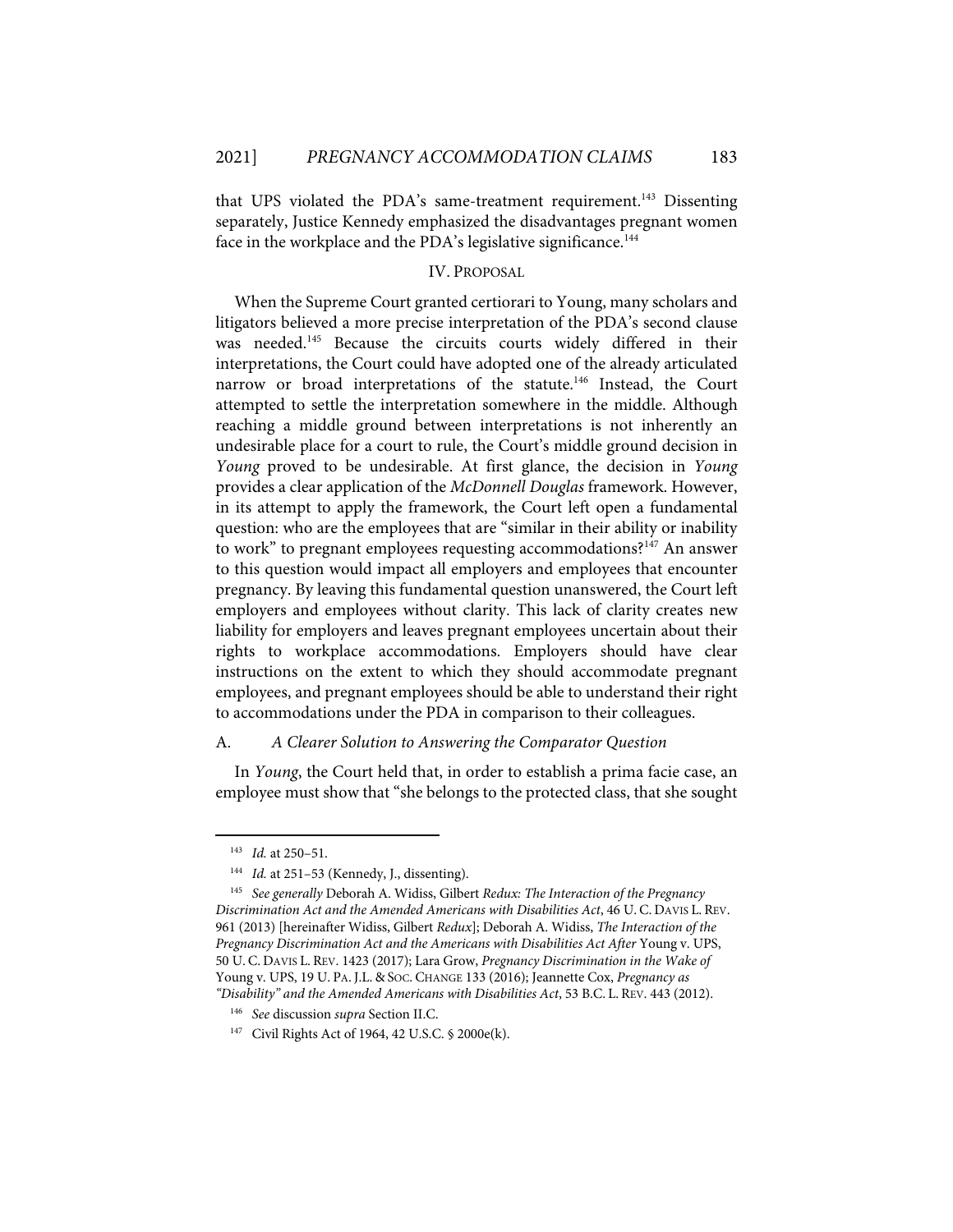that UPS violated the PDA's same-treatment requirement.[143] Dissenting separately, Justice Kennedy emphasized the disadvantages pregnant women face in the workplace and the PDA's legislative significance.[144]

## IV. Proposal

When the Supreme Court granted certiorari to Young, many scholars and litigators believed a more precise interpretation of the PDA's second clause was needed.[145] Because the circuits courts widely differed in their interpretations, the Court could have adopted one of the already articulated narrow or broad interpretations of the statute.[146] Instead, the Court attempted to settle the interpretation somewhere in the middle. Although reaching a middle ground between interpretations is not inherently an undesirable place for a court to rule, the Court's middle ground decision in *Young* proved to be undesirable. At first glance, the decision in *Young* provides a clear application of the *McDonnell Douglas* framework. However, in its attempt to apply the framework, the Court left open a fundamental question: who are the employees that are "similar in their ability or inability to work" to pregnant employees requesting accommodations?[147] An answer to this question would impact all employers and employees that encounter pregnancy. By leaving this fundamental question unanswered, the Court left employers and employees without clarity. This lack of clarity creates new liability for employers and leaves pregnant employees uncertain about their rights to workplace accommodations. Employers should have clear instructions on the extent to which they should accommodate pregnant employees, and pregnant employees should be able to understand their right to accommodations under the PDA in comparison to their colleagues.

### A. *A Clearer Solution to Answering the Comparator Question*

In *Young*, the Court held that, in order to establish a prima facie case, an employee must show that "she belongs to the protected class, that she sought

---

[143] *Id.* at 250–51.

[144] *Id.* at 251–53 (Kennedy, J., dissenting).

[145] *See generally* Deborah A. Widiss, Gilbert *Redux: The Interaction of the Pregnancy Discrimination Act and the Amended Americans with Disabilities Act*, 46 U. C. DAVIS L. REV. 961 (2013) [hereinafter Widiss, Gilbert *Redux*]; Deborah A. Widiss, *The Interaction of the Pregnancy Discrimination Act and the Americans with Disabilities Act After* Young v. UPS, 50 U. C. DAVIS L. REV. 1423 (2017); Lara Grow, *Pregnancy Discrimination in the Wake of* Young v. UPS, 19 U. PA. J.L. & SOC. CHANGE 133 (2016); Jeannette Cox, *Pregnancy as "Disability" and the Amended Americans with Disabilities Act*, 53 B.C. L. REV. 443 (2012).

[146] *See* discussion *supra* Section II.C.

[147] Civil Rights Act of 1964, 42 U.S.C. § 2000e(k).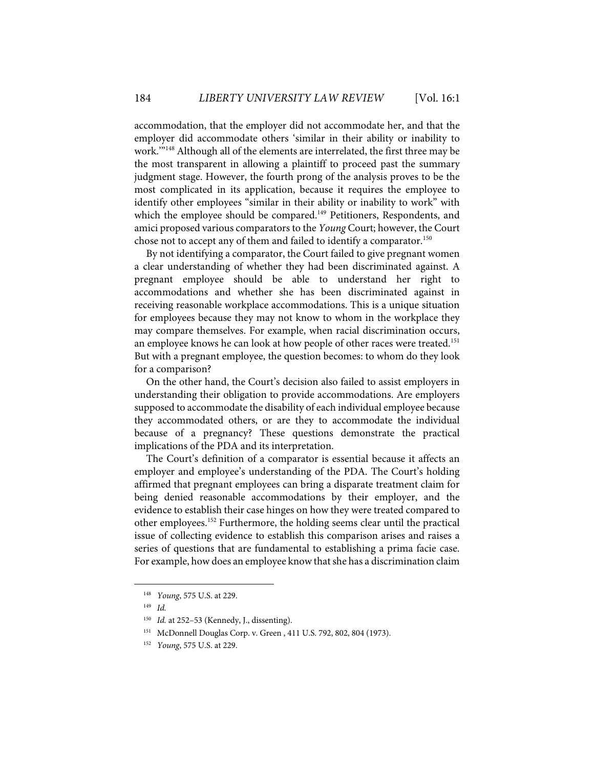accommodation, that the employer did not accommodate her, and that the employer did accommodate others 'similar in their ability or inability to work.'"[148] Although all of the elements are interrelated, the first three may be the most transparent in allowing a plaintiff to proceed past the summary judgment stage. However, the fourth prong of the analysis proves to be the most complicated in its application, because it requires the employee to identify other employees "similar in their ability or inability to work" with which the employee should be compared.[149] Petitioners, Respondents, and amici proposed various comparators to the *Young* Court; however, the Court chose not to accept any of them and failed to identify a comparator.[150]

By not identifying a comparator, the Court failed to give pregnant women a clear understanding of whether they had been discriminated against. A pregnant employee should be able to understand her right to accommodations and whether she has been discriminated against in receiving reasonable workplace accommodations. This is a unique situation for employees because they may not know to whom in the workplace they may compare themselves. For example, when racial discrimination occurs, an employee knows he can look at how people of other races were treated.[151] But with a pregnant employee, the question becomes: to whom do they look for a comparison?

On the other hand, the Court's decision also failed to assist employers in understanding their obligation to provide accommodations. Are employers supposed to accommodate the disability of each individual employee because they accommodated others, or are they to accommodate the individual because of a pregnancy? These questions demonstrate the practical implications of the PDA and its interpretation.

The Court's definition of a comparator is essential because it affects an employer and employee's understanding of the PDA. The Court's holding affirmed that pregnant employees can bring a disparate treatment claim for being denied reasonable accommodations by their employer, and the evidence to establish their case hinges on how they were treated compared to other employees.[152] Furthermore, the holding seems clear until the practical issue of collecting evidence to establish this comparison arises and raises a series of questions that are fundamental to establishing a prima facie case. For example, how does an employee know that she has a discrimination claim

---

[148] *Young*, 575 U.S. at 229.

[149] *Id.*

[150] *Id.* at 252–53 (Kennedy, J., dissenting).

[151] McDonnell Douglas Corp. v. Green , 411 U.S. 792, 802, 804 (1973).

[152] *Young*, 575 U.S. at 229.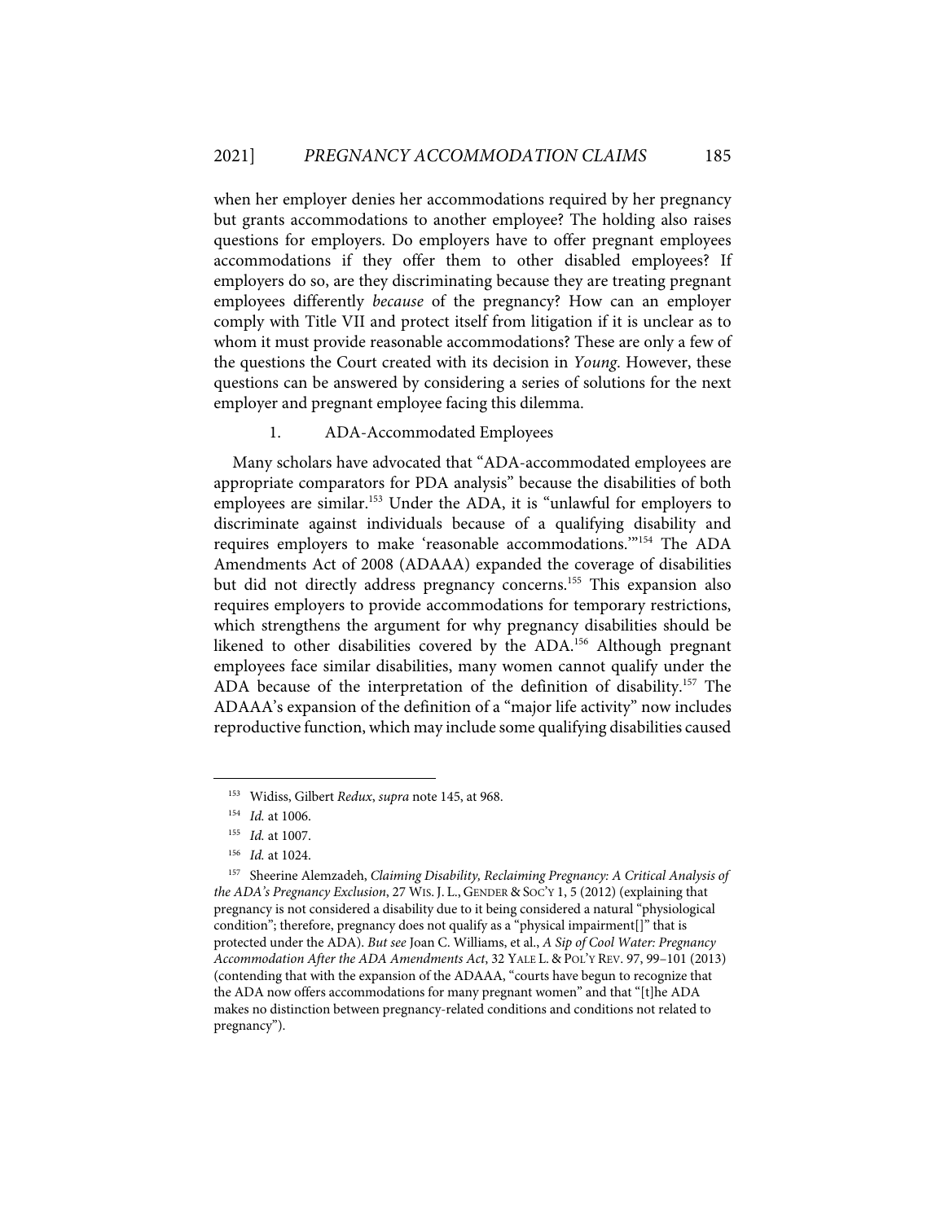when her employer denies her accommodations required by her pregnancy but grants accommodations to another employee? The holding also raises questions for employers. Do employers have to offer pregnant employees accommodations if they offer them to other disabled employees? If employers do so, are they discriminating because they are treating pregnant employees differently *because* of the pregnancy? How can an employer comply with Title VII and protect itself from litigation if it is unclear as to whom it must provide reasonable accommodations? These are only a few of the questions the Court created with its decision in *Young*. However, these questions can be answered by considering a series of solutions for the next employer and pregnant employee facing this dilemma.

#### 1. ADA-Accommodated Employees

Many scholars have advocated that "ADA-accommodated employees are appropriate comparators for PDA analysis" because the disabilities of both employees are similar.[153] Under the ADA, it is "unlawful for employers to discriminate against individuals because of a qualifying disability and requires employers to make 'reasonable accommodations.'"[154] The ADA Amendments Act of 2008 (ADAAA) expanded the coverage of disabilities but did not directly address pregnancy concerns.[155] This expansion also requires employers to provide accommodations for temporary restrictions, which strengthens the argument for why pregnancy disabilities should be likened to other disabilities covered by the ADA.[156] Although pregnant employees face similar disabilities, many women cannot qualify under the ADA because of the interpretation of the definition of disability.[157] The ADAAA's expansion of the definition of a "major life activity" now includes reproductive function, which may include some qualifying disabilities caused

---

[153] Widiss, Gilbert *Redux*, *supra* note 145, at 968.

[154] *Id.* at 1006.

[155] *Id.* at 1007.

[156] *Id.* at 1024.

[157] Sheerine Alemzadeh, *Claiming Disability, Reclaiming Pregnancy: A Critical Analysis of the ADA's Pregnancy Exclusion*, 27 WIS. J. L., GENDER & SOC'Y 1, 5 (2012) (explaining that pregnancy is not considered a disability due to it being considered a natural "physiological condition"; therefore, pregnancy does not qualify as a "physical impairment[]" that is protected under the ADA). *But see* Joan C. Williams, et al., *A Sip of Cool Water: Pregnancy Accommodation After the ADA Amendments Act*, 32 YALE L. & POL'Y REV. 97, 99–101 (2013) (contending that with the expansion of the ADAAA, "courts have begun to recognize that the ADA now offers accommodations for many pregnant women" and that "[t]he ADA makes no distinction between pregnancy-related conditions and conditions not related to pregnancy").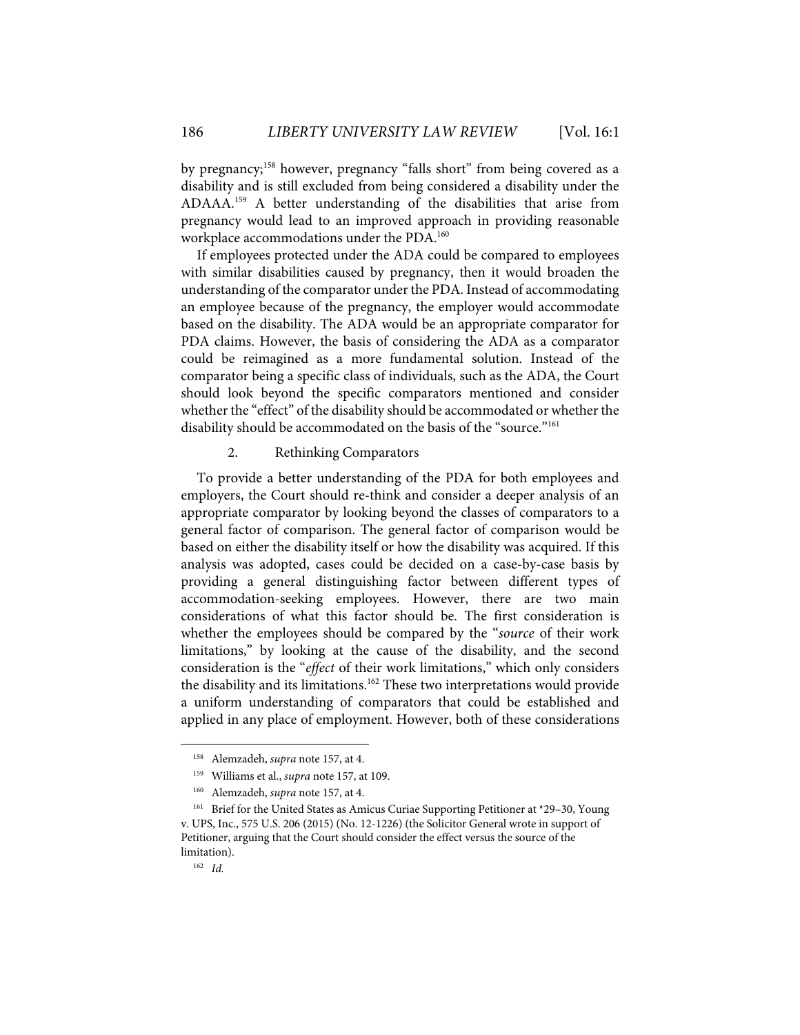by pregnancy;[158] however, pregnancy "falls short" from being covered as a disability and is still excluded from being considered a disability under the ADAAA.[159] A better understanding of the disabilities that arise from pregnancy would lead to an improved approach in providing reasonable workplace accommodations under the PDA.[160]

If employees protected under the ADA could be compared to employees with similar disabilities caused by pregnancy, then it would broaden the understanding of the comparator under the PDA. Instead of accommodating an employee because of the pregnancy, the employer would accommodate based on the disability. The ADA would be an appropriate comparator for PDA claims. However, the basis of considering the ADA as a comparator could be reimagined as a more fundamental solution. Instead of the comparator being a specific class of individuals, such as the ADA, the Court should look beyond the specific comparators mentioned and consider whether the "effect" of the disability should be accommodated or whether the disability should be accommodated on the basis of the "source."[161]

### 2. Rethinking Comparators

To provide a better understanding of the PDA for both employees and employers, the Court should re-think and consider a deeper analysis of an appropriate comparator by looking beyond the classes of comparators to a general factor of comparison. The general factor of comparison would be based on either the disability itself or how the disability was acquired. If this analysis was adopted, cases could be decided on a case-by-case basis by providing a general distinguishing factor between different types of accommodation-seeking employees. However, there are two main considerations of what this factor should be. The first consideration is whether the employees should be compared by the "*source* of their work limitations," by looking at the cause of the disability, and the second consideration is the "*effect* of their work limitations," which only considers the disability and its limitations.[162] These two interpretations would provide a uniform understanding of comparators that could be established and applied in any place of employment. However, both of these considerations

---

[158] Alemzadeh, *supra* note 157, at 4.

[159] Williams et al., *supra* note 157, at 109.

[160] Alemzadeh, *supra* note 157, at 4.

[161] Brief for the United States as Amicus Curiae Supporting Petitioner at *29–30, Young v. UPS, Inc., 575 U.S. 206 (2015) (No. 12-1226) (the Solicitor General wrote in support of Petitioner, arguing that the Court should consider the effect versus the source of the limitation).

[162] *Id.*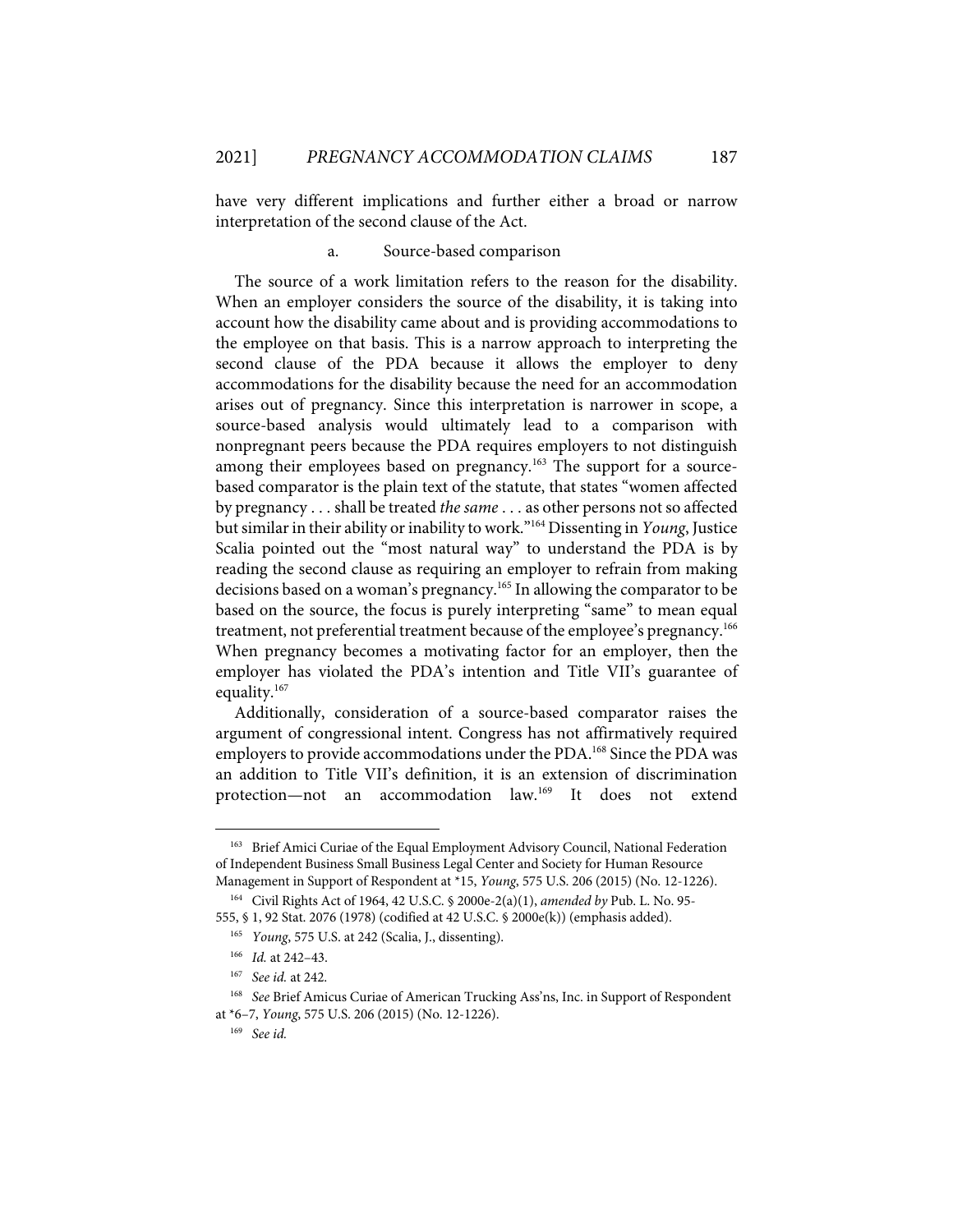have very different implications and further either a broad or narrow interpretation of the second clause of the Act.

#### a. Source-based comparison

The source of a work limitation refers to the reason for the disability. When an employer considers the source of the disability, it is taking into account how the disability came about and is providing accommodations to the employee on that basis. This is a narrow approach to interpreting the second clause of the PDA because it allows the employer to deny accommodations for the disability because the need for an accommodation arises out of pregnancy. Since this interpretation is narrower in scope, a source-based analysis would ultimately lead to a comparison with nonpregnant peers because the PDA requires employers to not distinguish among their employees based on pregnancy.[163] The support for a source-based comparator is the plain text of the statute, that states "women affected by pregnancy . . . shall be treated *the same* . . . as other persons not so affected but similar in their ability or inability to work."[164] Dissenting in *Young*, Justice Scalia pointed out the "most natural way" to understand the PDA is by reading the second clause as requiring an employer to refrain from making decisions based on a woman's pregnancy.[165] In allowing the comparator to be based on the source, the focus is purely interpreting "same" to mean equal treatment, not preferential treatment because of the employee's pregnancy.[166] When pregnancy becomes a motivating factor for an employer, then the employer has violated the PDA's intention and Title VII's guarantee of equality.[167]

Additionally, consideration of a source-based comparator raises the argument of congressional intent. Congress has not affirmatively required employers to provide accommodations under the PDA.[168] Since the PDA was an addition to Title VII's definition, it is an extension of discrimination protection—not an accommodation law.[169] It does not extend

---

[163] Brief Amici Curiae of the Equal Employment Advisory Council, National Federation of Independent Business Small Business Legal Center and Society for Human Resource Management in Support of Respondent at *15, *Young*, 575 U.S. 206 (2015) (No. 12-1226).

[164] Civil Rights Act of 1964, 42 U.S.C. § 2000e-2(a)(1), *amended by* Pub. L. No. 95-555, § 1, 92 Stat. 2076 (1978) (codified at 42 U.S.C. § 2000e(k)) (emphasis added).

[165] *Young*, 575 U.S. at 242 (Scalia, J., dissenting).

[166] *Id.* at 242–43.

[167] *See id.* at 242.

[168] *See* Brief Amicus Curiae of American Trucking Ass'ns, Inc. in Support of Respondent at *6–7, *Young*, 575 U.S. 206 (2015) (No. 12-1226).

[169] *See id.*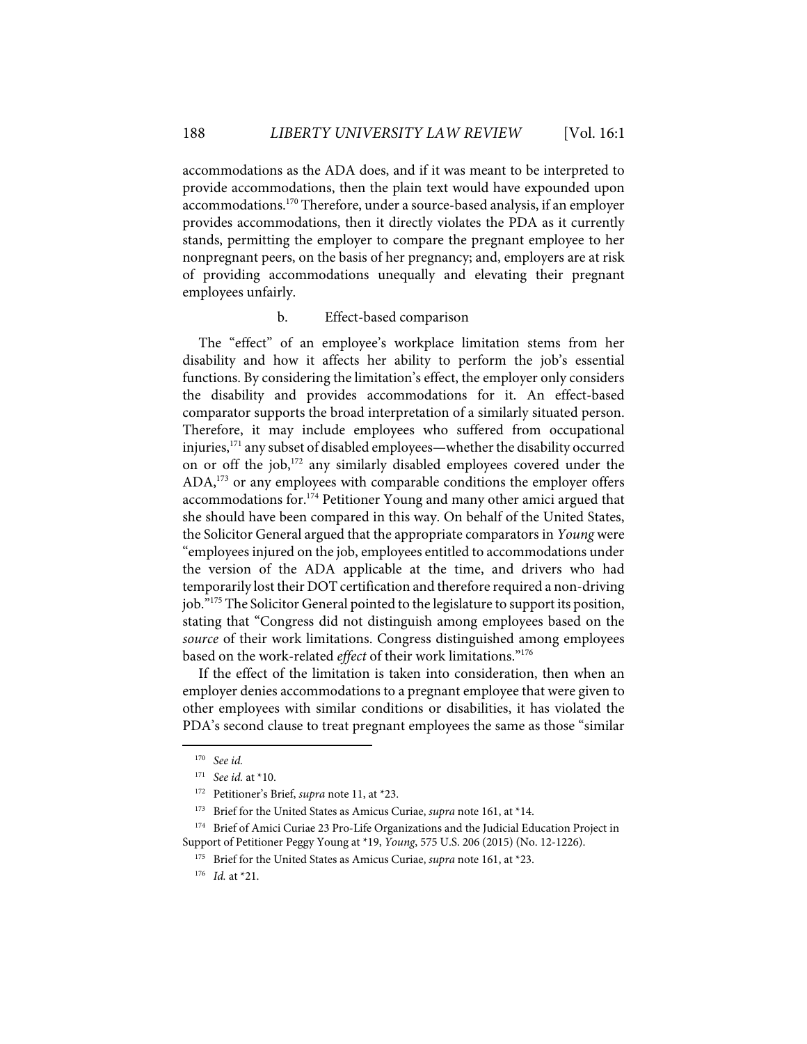accommodations as the ADA does, and if it was meant to be interpreted to provide accommodations, then the plain text would have expounded upon accommodations.[170] Therefore, under a source-based analysis, if an employer provides accommodations, then it directly violates the PDA as it currently stands, permitting the employer to compare the pregnant employee to her nonpregnant peers, on the basis of her pregnancy; and, employers are at risk of providing accommodations unequally and elevating their pregnant employees unfairly.

#### b. Effect-based comparison

The "effect" of an employee's workplace limitation stems from her disability and how it affects her ability to perform the job's essential functions. By considering the limitation's effect, the employer only considers the disability and provides accommodations for it. An effect-based comparator supports the broad interpretation of a similarly situated person. Therefore, it may include employees who suffered from occupational injuries,[171] any subset of disabled employees—whether the disability occurred on or off the job,[172] any similarly disabled employees covered under the ADA,[173] or any employees with comparable conditions the employer offers accommodations for.[174] Petitioner Young and many other amici argued that she should have been compared in this way. On behalf of the United States, the Solicitor General argued that the appropriate comparators in *Young* were "employees injured on the job, employees entitled to accommodations under the version of the ADA applicable at the time, and drivers who had temporarily lost their DOT certification and therefore required a non-driving job."[175] The Solicitor General pointed to the legislature to support its position, stating that "Congress did not distinguish among employees based on the *source* of their work limitations. Congress distinguished among employees based on the work-related *effect* of their work limitations."[176]

If the effect of the limitation is taken into consideration, then when an employer denies accommodations to a pregnant employee that were given to other employees with similar conditions or disabilities, it has violated the PDA's second clause to treat pregnant employees the same as those "similar

---

[170] *See id.*

[171] *See id.* at *10.

[172] Petitioner's Brief, *supra* note 11, at *23.

[173] Brief for the United States as Amicus Curiae, *supra* note 161, at *14.

[174] Brief of Amici Curiae 23 Pro-Life Organizations and the Judicial Education Project in Support of Petitioner Peggy Young at *19, *Young*, 575 U.S. 206 (2015) (No. 12-1226).

[175] Brief for the United States as Amicus Curiae, *supra* note 161, at *23.

[176] *Id.* at *21.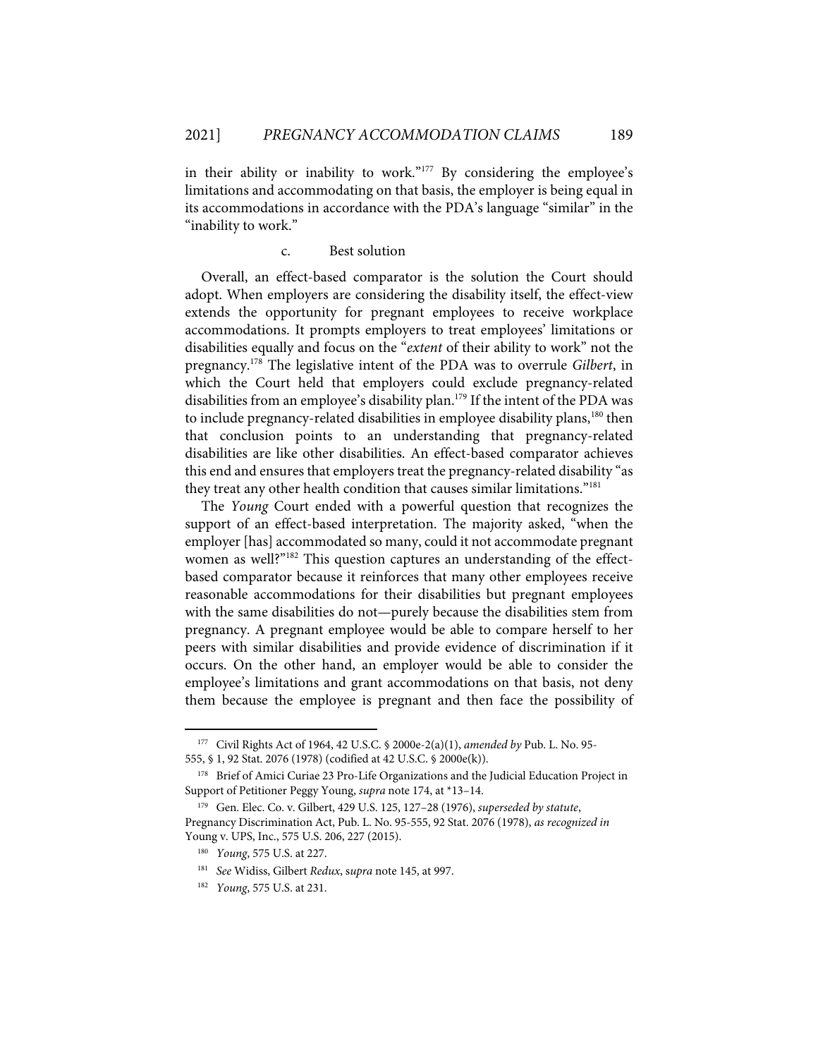in their ability or inability to work."[177] By considering the employee's limitations and accommodating on that basis, the employer is being equal in its accommodations in accordance with the PDA's language "similar" in the "inability to work."

#### c. Best solution

Overall, an effect-based comparator is the solution the Court should adopt. When employers are considering the disability itself, the effect-view extends the opportunity for pregnant employees to receive workplace accommodations. It prompts employers to treat employees' limitations or disabilities equally and focus on the "*extent* of their ability to work" not the pregnancy.[178] The legislative intent of the PDA was to overrule *Gilbert*, in which the Court held that employers could exclude pregnancy-related disabilities from an employee's disability plan.[179] If the intent of the PDA was to include pregnancy-related disabilities in employee disability plans,[180] then that conclusion points to an understanding that pregnancy-related disabilities are like other disabilities. An effect-based comparator achieves this end and ensures that employers treat the pregnancy-related disability "as they treat any other health condition that causes similar limitations."[181]

The *Young* Court ended with a powerful question that recognizes the support of an effect-based interpretation. The majority asked, "when the employer [has] accommodated so many, could it not accommodate pregnant women as well?"[182] This question captures an understanding of the effect-based comparator because it reinforces that many other employees receive reasonable accommodations for their disabilities but pregnant employees with the same disabilities do not—purely because the disabilities stem from pregnancy. A pregnant employee would be able to compare herself to her peers with similar disabilities and provide evidence of discrimination if it occurs. On the other hand, an employer would be able to consider the employee's limitations and grant accommodations on that basis, not deny them because the employee is pregnant and then face the possibility of

---

[177] Civil Rights Act of 1964, 42 U.S.C. § 2000e-2(a)(1), *amended by* Pub. L. No. 95-555, § 1, 92 Stat. 2076 (1978) (codified at 42 U.S.C. § 2000e(k)).

[178] Brief of Amici Curiae 23 Pro-Life Organizations and the Judicial Education Project in Support of Petitioner Peggy Young, *supra* note 174, at *13–14.

[179] Gen. Elec. Co. v. Gilbert, 429 U.S. 125, 127–28 (1976), *superseded by statute*, Pregnancy Discrimination Act, Pub. L. No. 95-555, 92 Stat. 2076 (1978), *as recognized in* Young v. UPS, Inc., 575 U.S. 206, 227 (2015).

[180] *Young*, 575 U.S. at 227.

[181] *See* Widiss, Gilbert *Redux*, *supra* note 145, at 997.

[182] *Young*, 575 U.S. at 231.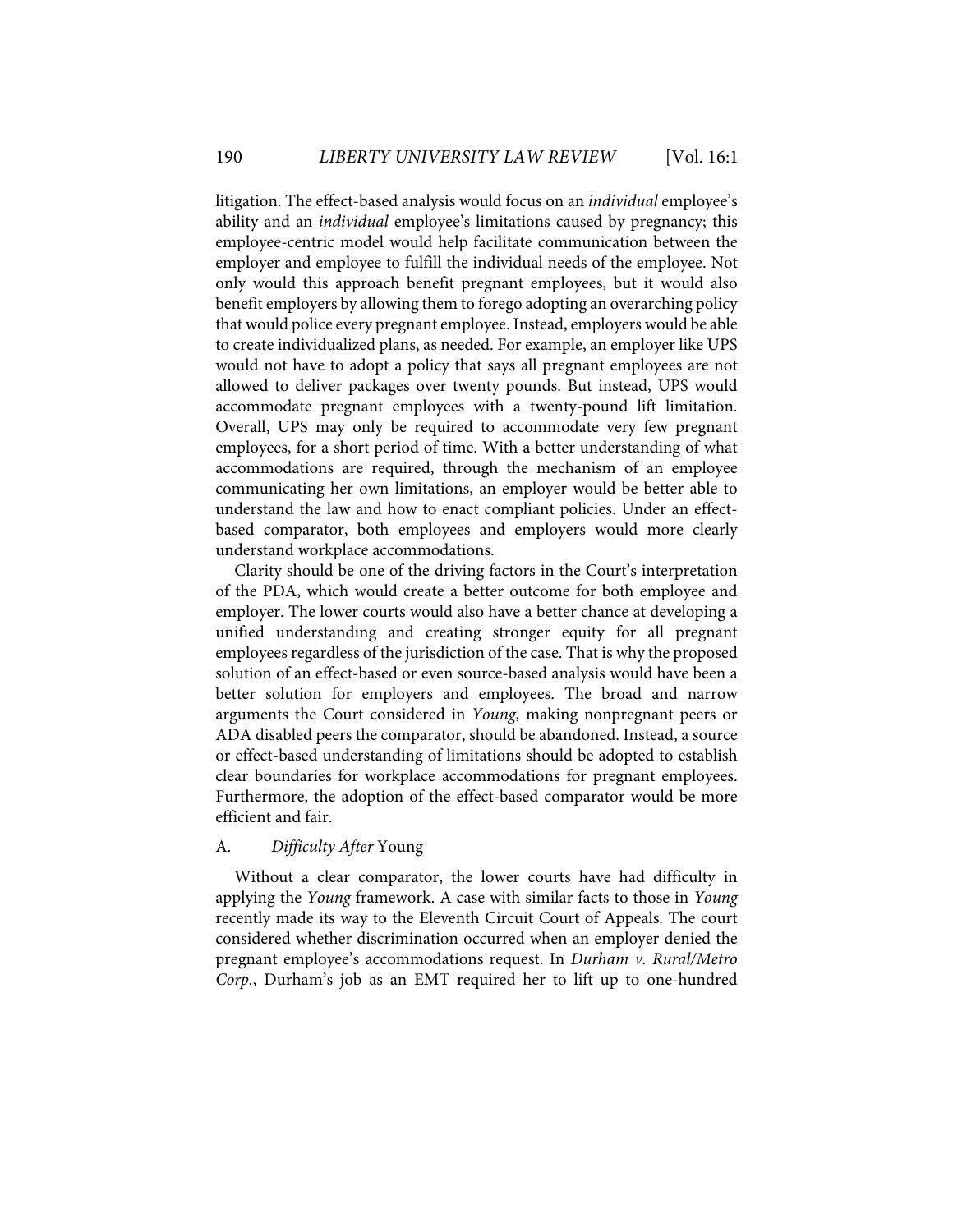litigation. The effect-based analysis would focus on an *individual* employee's ability and an *individual* employee's limitations caused by pregnancy; this employee-centric model would help facilitate communication between the employer and employee to fulfill the individual needs of the employee. Not only would this approach benefit pregnant employees, but it would also benefit employers by allowing them to forego adopting an overarching policy that would police every pregnant employee. Instead, employers would be able to create individualized plans, as needed. For example, an employer like UPS would not have to adopt a policy that says all pregnant employees are not allowed to deliver packages over twenty pounds. But instead, UPS would accommodate pregnant employees with a twenty-pound lift limitation. Overall, UPS may only be required to accommodate very few pregnant employees, for a short period of time. With a better understanding of what accommodations are required, through the mechanism of an employee communicating her own limitations, an employer would be better able to understand the law and how to enact compliant policies. Under an effect-based comparator, both employees and employers would more clearly understand workplace accommodations.

Clarity should be one of the driving factors in the Court's interpretation of the PDA, which would create a better outcome for both employee and employer. The lower courts would also have a better chance at developing a unified understanding and creating stronger equity for all pregnant employees regardless of the jurisdiction of the case. That is why the proposed solution of an effect-based or even source-based analysis would have been a better solution for employers and employees. The broad and narrow arguments the Court considered in *Young*, making nonpregnant peers or ADA disabled peers the comparator, should be abandoned. Instead, a source or effect-based understanding of limitations should be adopted to establish clear boundaries for workplace accommodations for pregnant employees. Furthermore, the adoption of the effect-based comparator would be more efficient and fair.

### A. *Difficulty After* Young

Without a clear comparator, the lower courts have had difficulty in applying the *Young* framework. A case with similar facts to those in *Young* recently made its way to the Eleventh Circuit Court of Appeals. The court considered whether discrimination occurred when an employer denied the pregnant employee's accommodations request. In *Durham v. Rural/Metro Corp.*, Durham's job as an EMT required her to lift up to one-hundred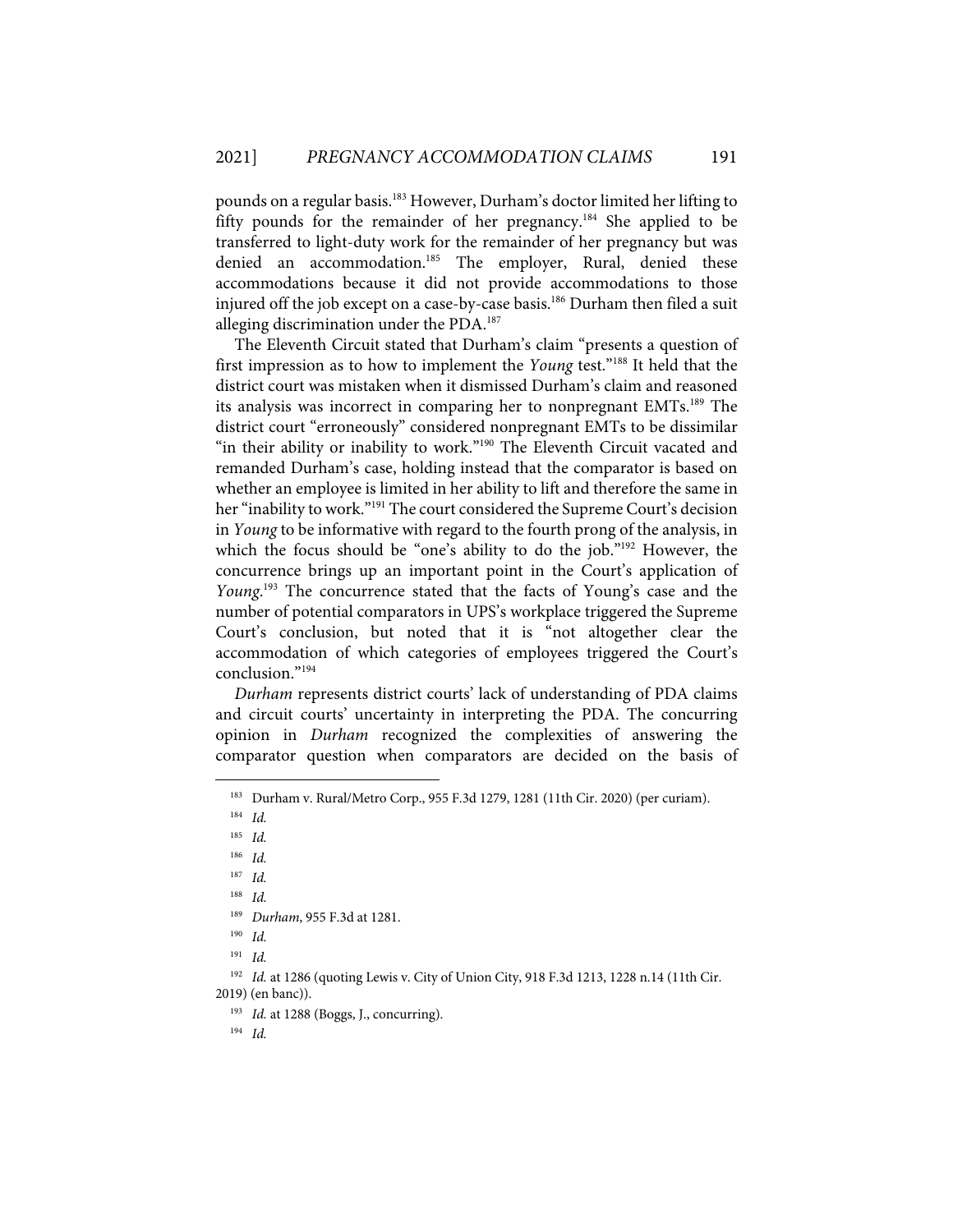pounds on a regular basis.[183] However, Durham's doctor limited her lifting to fifty pounds for the remainder of her pregnancy.[184] She applied to be transferred to light-duty work for the remainder of her pregnancy but was denied an accommodation.[185] The employer, Rural, denied these accommodations because it did not provide accommodations to those injured off the job except on a case-by-case basis.[186] Durham then filed a suit alleging discrimination under the PDA.[187]

The Eleventh Circuit stated that Durham's claim "presents a question of first impression as to how to implement the *Young* test."[188] It held that the district court was mistaken when it dismissed Durham's claim and reasoned its analysis was incorrect in comparing her to nonpregnant EMTs.[189] The district court "erroneously" considered nonpregnant EMTs to be dissimilar "in their ability or inability to work."[190] The Eleventh Circuit vacated and remanded Durham's case, holding instead that the comparator is based on whether an employee is limited in her ability to lift and therefore the same in her "inability to work."[191] The court considered the Supreme Court's decision in *Young* to be informative with regard to the fourth prong of the analysis, in which the focus should be "one's ability to do the job."[192] However, the concurrence brings up an important point in the Court's application of *Young*.[193] The concurrence stated that the facts of Young's case and the number of potential comparators in UPS's workplace triggered the Supreme Court's conclusion, but noted that it is "not altogether clear the accommodation of which categories of employees triggered the Court's conclusion."[194]

*Durham* represents district courts' lack of understanding of PDA claims and circuit courts' uncertainty in interpreting the PDA. The concurring opinion in *Durham* recognized the complexities of answering the comparator question when comparators are decided on the basis of

---

183 Durham v. Rural/Metro Corp., 955 F.3d 1279, 1281 (11th Cir. 2020) (per curiam).

184 *Id.*

185 *Id.*

186 *Id.*

187 *Id.*

188 *Id.*

189 *Durham*, 955 F.3d at 1281.

190 *Id.*

191 *Id.*

192 *Id.* at 1286 (quoting Lewis v. City of Union City, 918 F.3d 1213, 1228 n.14 (11th Cir. 2019) (en banc)).

193 *Id.* at 1288 (Boggs, J., concurring).

194 *Id.*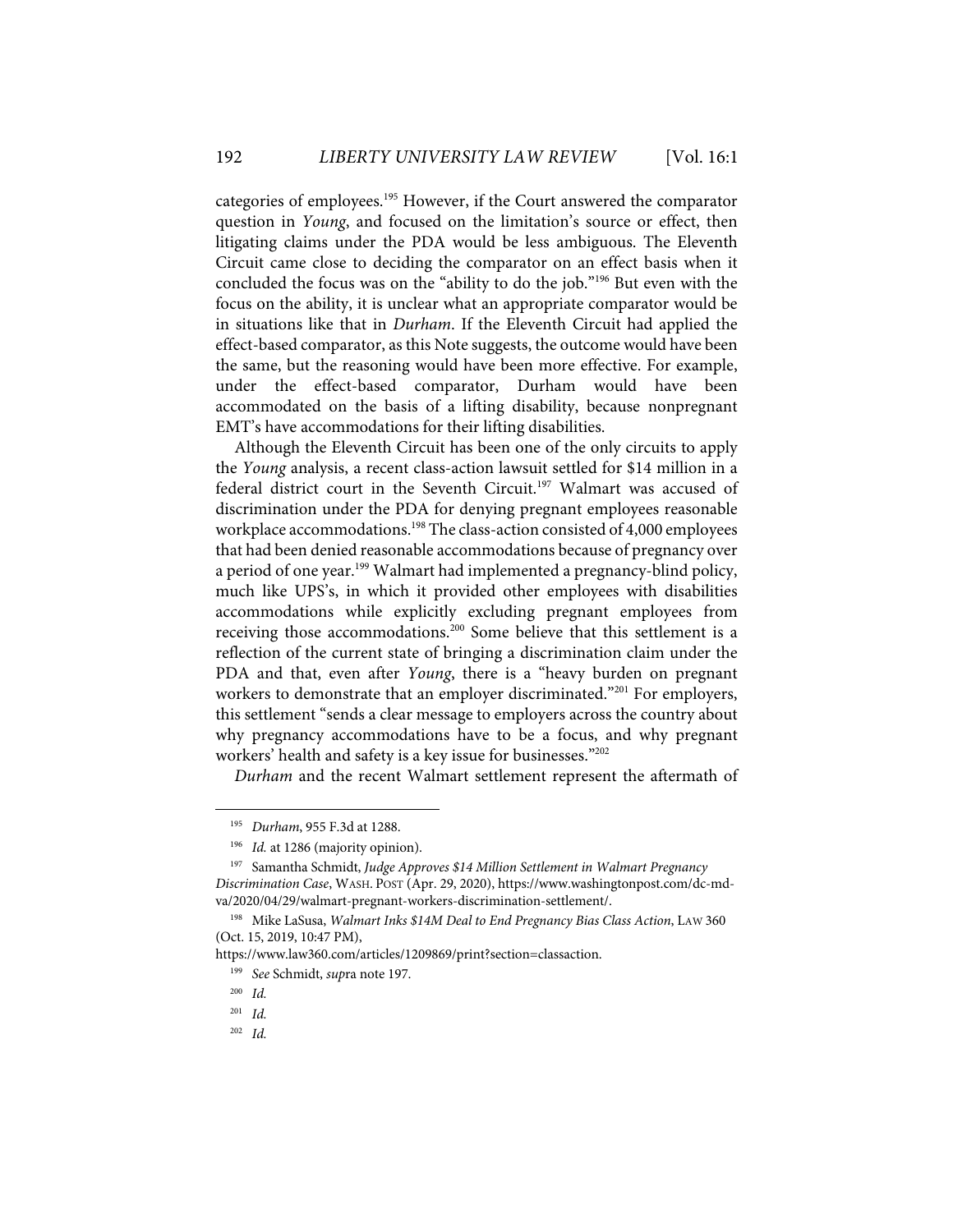categories of employees.[195] However, if the Court answered the comparator question in *Young*, and focused on the limitation's source or effect, then litigating claims under the PDA would be less ambiguous. The Eleventh Circuit came close to deciding the comparator on an effect basis when it concluded the focus was on the "ability to do the job."[196] But even with the focus on the ability, it is unclear what an appropriate comparator would be in situations like that in *Durham*. If the Eleventh Circuit had applied the effect-based comparator, as this Note suggests, the outcome would have been the same, but the reasoning would have been more effective. For example, under the effect-based comparator, Durham would have been accommodated on the basis of a lifting disability, because nonpregnant EMT's have accommodations for their lifting disabilities.

Although the Eleventh Circuit has been one of the only circuits to apply the *Young* analysis, a recent class-action lawsuit settled for $14 million in a federal district court in the Seventh Circuit.[197] Walmart was accused of discrimination under the PDA for denying pregnant employees reasonable workplace accommodations.[198] The class-action consisted of 4,000 employees that had been denied reasonable accommodations because of pregnancy over a period of one year.[199] Walmart had implemented a pregnancy-blind policy, much like UPS's, in which it provided other employees with disabilities accommodations while explicitly excluding pregnant employees from receiving those accommodations.[200] Some believe that this settlement is a reflection of the current state of bringing a discrimination claim under the PDA and that, even after *Young*, there is a "heavy burden on pregnant workers to demonstrate that an employer discriminated."[201] For employers, this settlement "sends a clear message to employers across the country about why pregnancy accommodations have to be a focus, and why pregnant workers' health and safety is a key issue for businesses."[202]

*Durham* and the recent Walmart settlement represent the aftermath of

---

[195] *Durham*, 955 F.3d at 1288.

[196] *Id.* at 1286 (majority opinion).

[197] Samantha Schmidt, *Judge Approves $14 Million Settlement in Walmart Pregnancy Discrimination Case*, WASH. POST (Apr. 29, 2020), https://www.washingtonpost.com/dc-md-va/2020/04/29/walmart-pregnant-workers-discrimination-settlement/.

[198] Mike LaSusa, *Walmart Inks $14M Deal to End Pregnancy Bias Class Action*, LAW 360 (Oct. 15, 2019, 10:47 PM), https://www.law360.com/articles/1209869/print?section=classaction.

[199] *See* Schmidt, *supra* note 197.

[200] *Id.*

[201] *Id.*

[202] *Id.*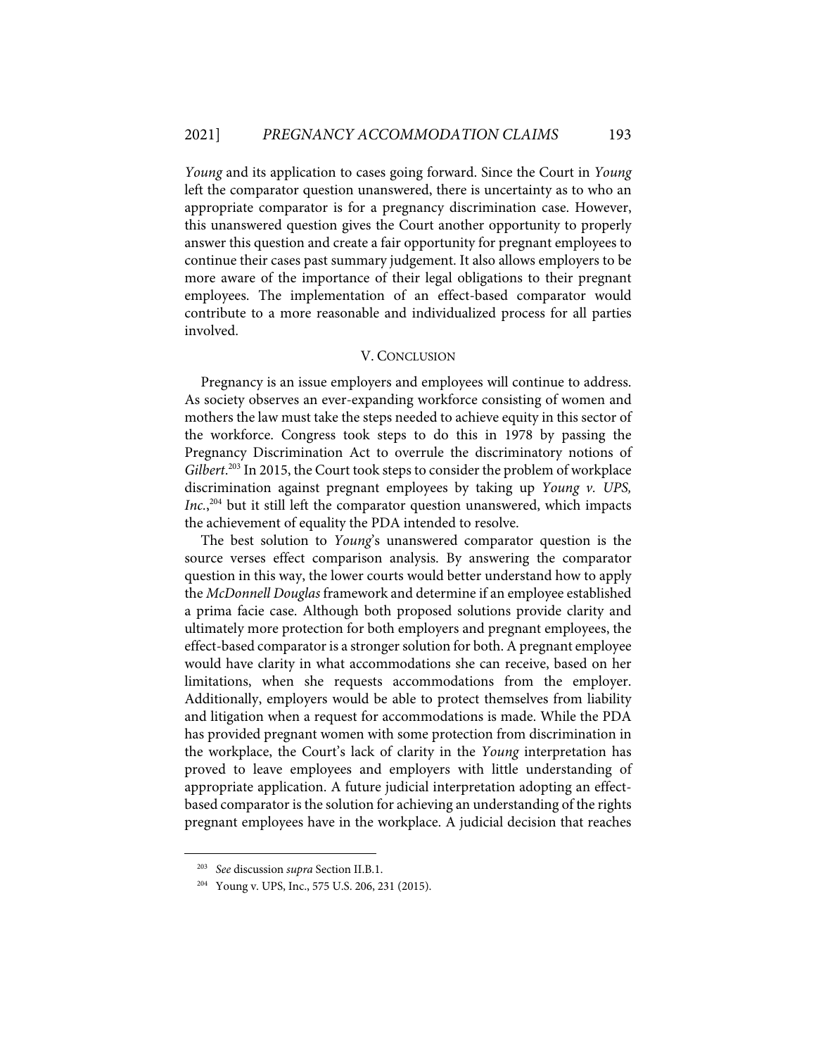*Young* and its application to cases going forward. Since the Court in *Young* left the comparator question unanswered, there is uncertainty as to who an appropriate comparator is for a pregnancy discrimination case. However, this unanswered question gives the Court another opportunity to properly answer this question and create a fair opportunity for pregnant employees to continue their cases past summary judgement. It also allows employers to be more aware of the importance of their legal obligations to their pregnant employees. The implementation of an effect-based comparator would contribute to a more reasonable and individualized process for all parties involved.

## V. CONCLUSION

Pregnancy is an issue employers and employees will continue to address. As society observes an ever-expanding workforce consisting of women and mothers the law must take the steps needed to achieve equity in this sector of the workforce. Congress took steps to do this in 1978 by passing the Pregnancy Discrimination Act to overrule the discriminatory notions of *Gilbert*.[203] In 2015, the Court took steps to consider the problem of workplace discrimination against pregnant employees by taking up *Young v. UPS, Inc.*,[204] but it still left the comparator question unanswered, which impacts the achievement of equality the PDA intended to resolve.

The best solution to *Young*'s unanswered comparator question is the source verses effect comparison analysis. By answering the comparator question in this way, the lower courts would better understand how to apply the *McDonnell Douglas* framework and determine if an employee established a prima facie case. Although both proposed solutions provide clarity and ultimately more protection for both employers and pregnant employees, the effect-based comparator is a stronger solution for both. A pregnant employee would have clarity in what accommodations she can receive, based on her limitations, when she requests accommodations from the employer. Additionally, employers would be able to protect themselves from liability and litigation when a request for accommodations is made. While the PDA has provided pregnant women with some protection from discrimination in the workplace, the Court's lack of clarity in the *Young* interpretation has proved to leave employees and employers with little understanding of appropriate application. A future judicial interpretation adopting an effect-based comparator is the solution for achieving an understanding of the rights pregnant employees have in the workplace. A judicial decision that reaches

---

[203] *See* discussion *supra* Section II.B.1.

[204] Young v. UPS, Inc., 575 U.S. 206, 231 (2015).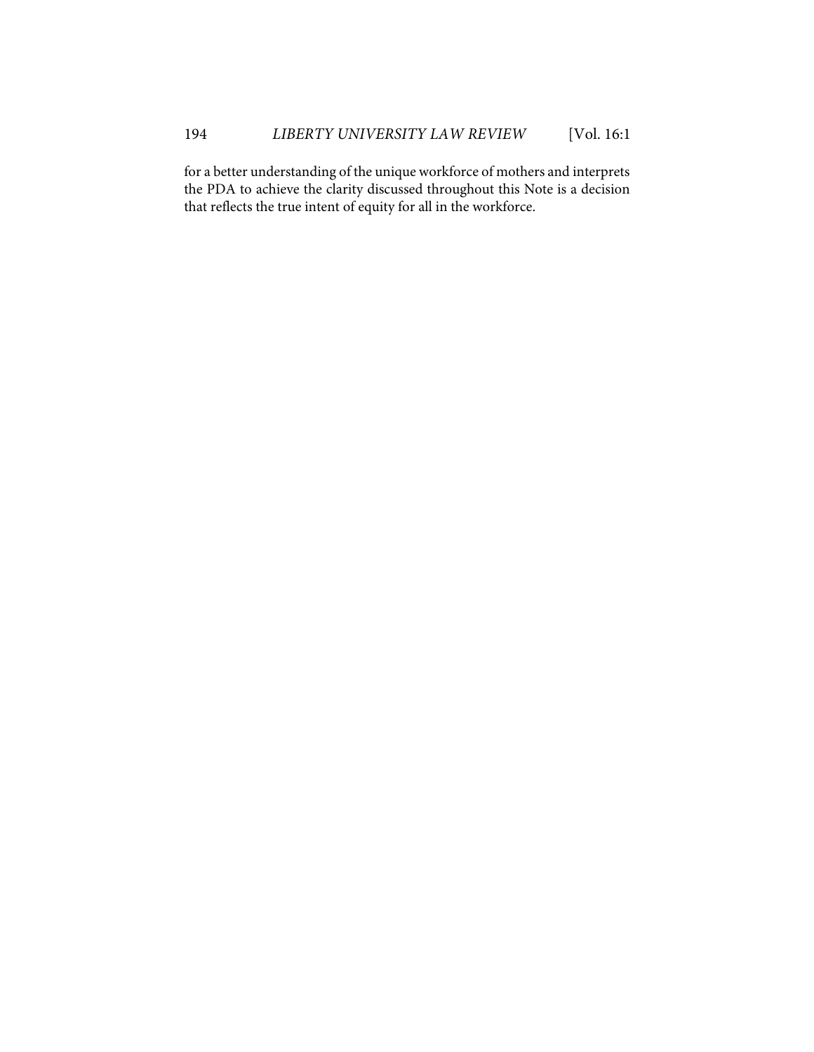for a better understanding of the unique workforce of mothers and interprets the PDA to achieve the clarity discussed throughout this Note is a decision that reflects the true intent of equity for all in the workforce.